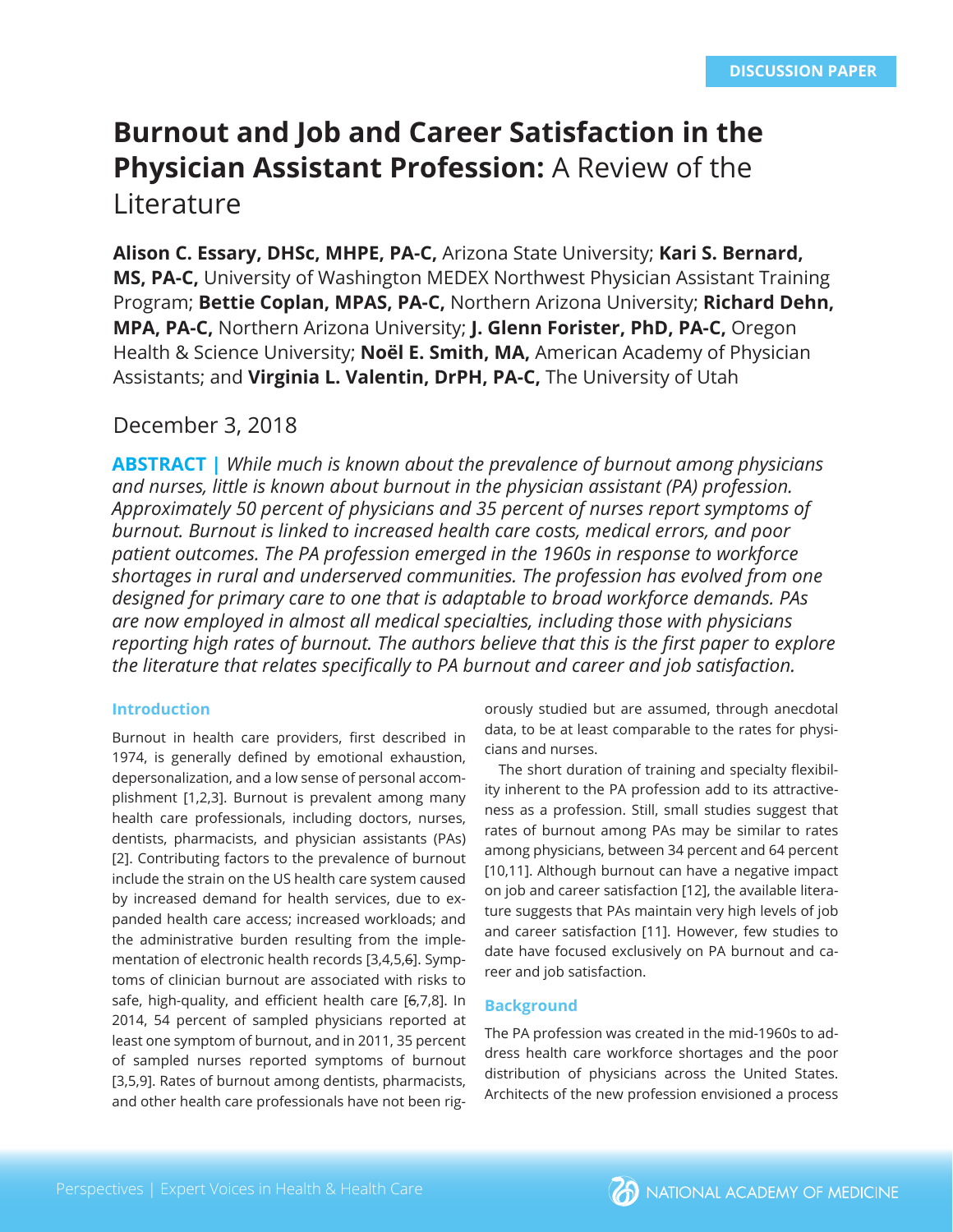DISCUSSION PAPER

# Burnout and Job and Career Satisfaction in the Physician Assistant Profession: A Review of the Literature

**Alison C. Essary, DHSc, MHPE, PA-C,** Arizona State University; **Kari S. Bernard, MS, PA-C,** University of Washington MEDEX Northwest Physician Assistant Training Program; **Bettie Coplan, MPAS, PA-C,** Northern Arizona University; **Richard Dehn, MPA, PA-C,** Northern Arizona University; **J. Glenn Forister, PhD, PA-C,** Oregon Health & Science University; **Noël E. Smith, MA,** American Academy of Physician Assistants; and **Virginia L. Valentin, DrPH, PA-C,** The University of Utah

December 3, 2018

**ABSTRACT |** *While much is known about the prevalence of burnout among physicians and nurses, little is known about burnout in the physician assistant (PA) profession. Approximately 50 percent of physicians and 35 percent of nurses report symptoms of burnout. Burnout is linked to increased health care costs, medical errors, and poor patient outcomes. The PA profession emerged in the 1960s in response to workforce shortages in rural and underserved communities. The profession has evolved from one designed for primary care to one that is adaptable to broad workforce demands. PAs are now employed in almost all medical specialties, including those with physicians reporting high rates of burnout. The authors believe that this is the first paper to explore the literature that relates specifically to PA burnout and career and job satisfaction.*

## Introduction

Burnout in health care providers, first described in 1974, is generally defined by emotional exhaustion, depersonalization, and a low sense of personal accomplishment [1,2,3]. Burnout is prevalent among many health care professionals, including doctors, nurses, dentists, pharmacists, and physician assistants (PAs) [2]. Contributing factors to the prevalence of burnout include the strain on the US health care system caused by increased demand for health services, due to expanded health care access; increased workloads; and the administrative burden resulting from the implementation of electronic health records [3,4,5,~~6~~]. Symptoms of clinician burnout are associated with risks to safe, high-quality, and efficient health care [~~6~~,7,8]. In 2014, 54 percent of sampled physicians reported at least one symptom of burnout, and in 2011, 35 percent of sampled nurses reported symptoms of burnout [3,5,9]. Rates of burnout among dentists, pharmacists, and other health care professionals have not been rigorously studied but are assumed, through anecdotal data, to be at least comparable to the rates for physicians and nurses.

The short duration of training and specialty flexibility inherent to the PA profession add to its attractiveness as a profession. Still, small studies suggest that rates of burnout among PAs may be similar to rates among physicians, between 34 percent and 64 percent [10,11]. Although burnout can have a negative impact on job and career satisfaction [12], the available literature suggests that PAs maintain very high levels of job and career satisfaction [11]. However, few studies to date have focused exclusively on PA burnout and career and job satisfaction.

## Background

The PA profession was created in the mid-1960s to address health care workforce shortages and the poor distribution of physicians across the United States. Architects of the new profession envisioned a process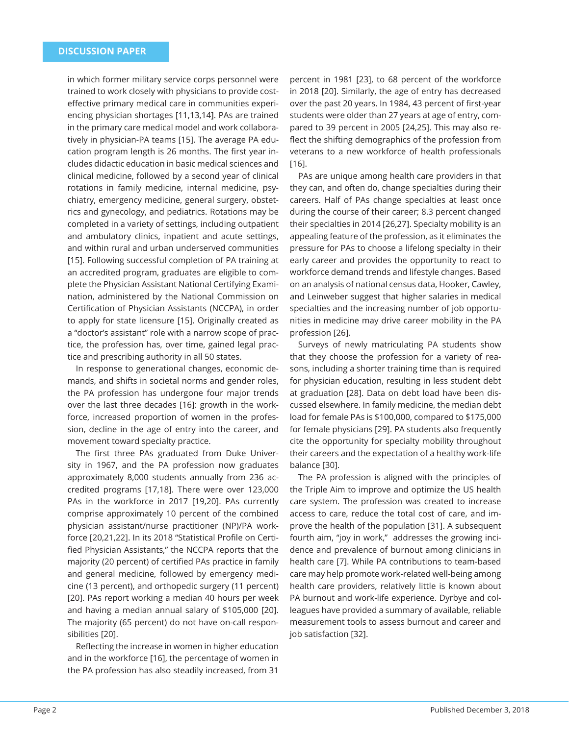in which former military service corps personnel were trained to work closely with physicians to provide cost-effective primary medical care in communities experiencing physician shortages [11,13,14]. PAs are trained in the primary care medical model and work collaboratively in physician-PA teams [15]. The average PA education program length is 26 months. The first year includes didactic education in basic medical sciences and clinical medicine, followed by a second year of clinical rotations in family medicine, internal medicine, psychiatry, emergency medicine, general surgery, obstetrics and gynecology, and pediatrics. Rotations may be completed in a variety of settings, including outpatient and ambulatory clinics, inpatient and acute settings, and within rural and urban underserved communities [15]. Following successful completion of PA training at an accredited program, graduates are eligible to complete the Physician Assistant National Certifying Examination, administered by the National Commission on Certification of Physician Assistants (NCCPA), in order to apply for state licensure [15]. Originally created as a "doctor's assistant" role with a narrow scope of practice, the profession has, over time, gained legal practice and prescribing authority in all 50 states.

In response to generational changes, economic demands, and shifts in societal norms and gender roles, the PA profession has undergone four major trends over the last three decades [16]: growth in the workforce, increased proportion of women in the profession, decline in the age of entry into the career, and movement toward specialty practice.

The first three PAs graduated from Duke University in 1967, and the PA profession now graduates approximately 8,000 students annually from 236 accredited programs [17,18]. There were over 123,000 PAs in the workforce in 2017 [19,20]. PAs currently comprise approximately 10 percent of the combined physician assistant/nurse practitioner (NP)/PA workforce [20,21,22]. In its 2018 "Statistical Profile on Certified Physician Assistants," the NCCPA reports that the majority (20 percent) of certified PAs practice in family and general medicine, followed by emergency medicine (13 percent), and orthopedic surgery (11 percent) [20]. PAs report working a median 40 hours per week and having a median annual salary of $105,000 [20]. The majority (65 percent) do not have on-call responsibilities [20].

Reflecting the increase in women in higher education and in the workforce [16], the percentage of women in the PA profession has also steadily increased, from 31 percent in 1981 [23], to 68 percent of the workforce in 2018 [20]. Similarly, the age of entry has decreased over the past 20 years. In 1984, 43 percent of first-year students were older than 27 years at age of entry, compared to 39 percent in 2005 [24,25]. This may also reflect the shifting demographics of the profession from veterans to a new workforce of health professionals [16].

PAs are unique among health care providers in that they can, and often do, change specialties during their careers. Half of PAs change specialties at least once during the course of their career; 8.3 percent changed their specialties in 2014 [26,27]. Specialty mobility is an appealing feature of the profession, as it eliminates the pressure for PAs to choose a lifelong specialty in their early career and provides the opportunity to react to workforce demand trends and lifestyle changes. Based on an analysis of national census data, Hooker, Cawley, and Leinweber suggest that higher salaries in medical specialties and the increasing number of job opportunities in medicine may drive career mobility in the PA profession [26].

Surveys of newly matriculating PA students show that they choose the profession for a variety of reasons, including a shorter training time than is required for physician education, resulting in less student debt at graduation [28]. Data on debt load have been discussed elsewhere. In family medicine, the median debt load for female PAs is $100,000, compared to $175,000 for female physicians [29]. PA students also frequently cite the opportunity for specialty mobility throughout their careers and the expectation of a healthy work-life balance [30].

The PA profession is aligned with the principles of the Triple Aim to improve and optimize the US health care system. The profession was created to increase access to care, reduce the total cost of care, and improve the health of the population [31]. A subsequent fourth aim, "joy in work," addresses the growing incidence and prevalence of burnout among clinicians in health care [7]. While PA contributions to team-based care may help promote work-related well-being among health care providers, relatively little is known about PA burnout and work-life experience. Dyrbye and colleagues have provided a summary of available, reliable measurement tools to assess burnout and career and job satisfaction [32].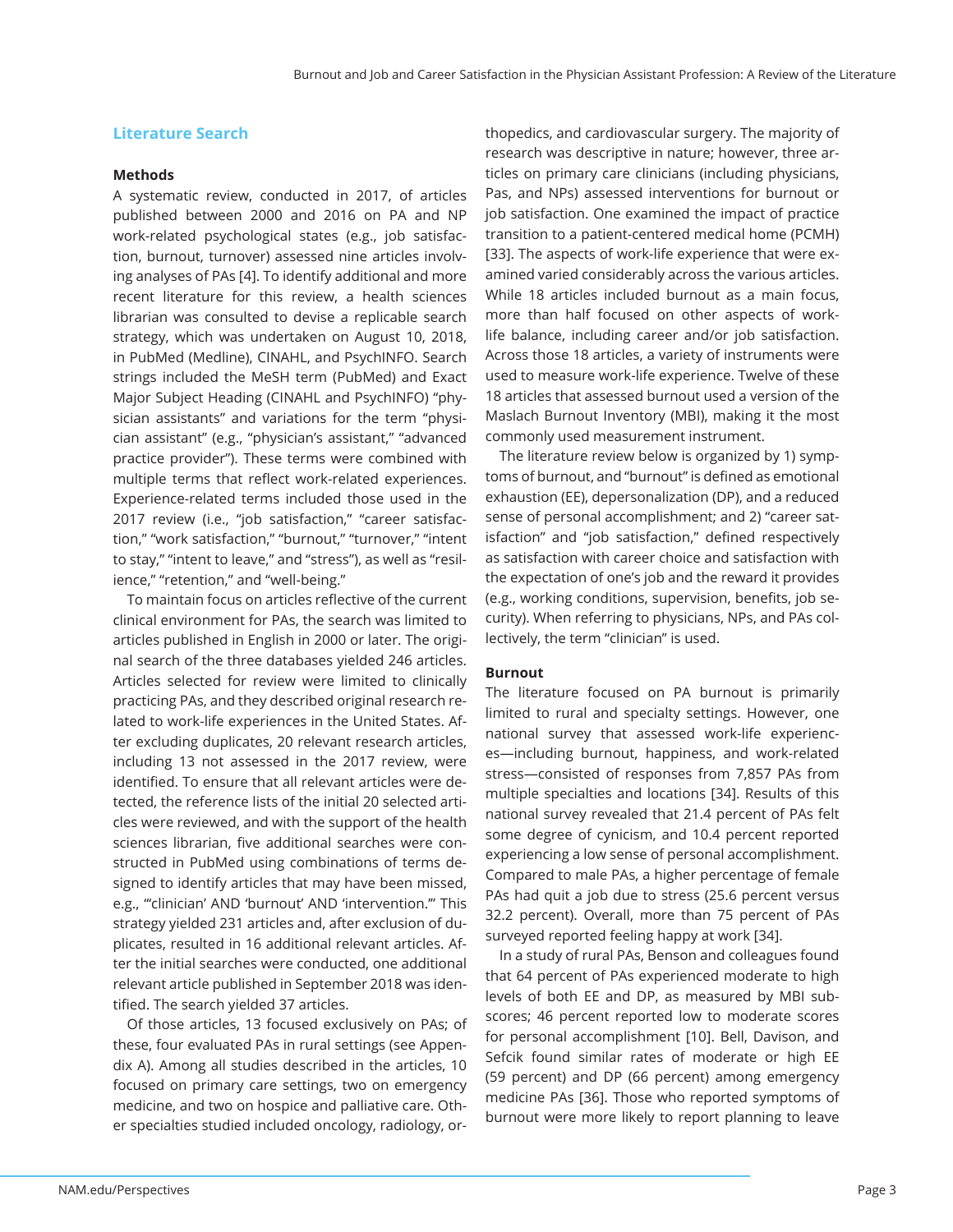## Literature Search

### Methods

A systematic review, conducted in 2017, of articles published between 2000 and 2016 on PA and NP work-related psychological states (e.g., job satisfaction, burnout, turnover) assessed nine articles involving analyses of PAs [4]. To identify additional and more recent literature for this review, a health sciences librarian was consulted to devise a replicable search strategy, which was undertaken on August 10, 2018, in PubMed (Medline), CINAHL, and PsychINFO. Search strings included the MeSH term (PubMed) and Exact Major Subject Heading (CINAHL and PsychINFO) "physician assistants" and variations for the term "physician assistant" (e.g., "physician's assistant," "advanced practice provider"). These terms were combined with multiple terms that reflect work-related experiences. Experience-related terms included those used in the 2017 review (i.e., "job satisfaction," "career satisfaction," "work satisfaction," "burnout," "turnover," "intent to stay," "intent to leave," and "stress"), as well as "resilience," "retention," and "well-being."

To maintain focus on articles reflective of the current clinical environment for PAs, the search was limited to articles published in English in 2000 or later. The original search of the three databases yielded 246 articles. Articles selected for review were limited to clinically practicing PAs, and they described original research related to work-life experiences in the United States. After excluding duplicates, 20 relevant research articles, including 13 not assessed in the 2017 review, were identified. To ensure that all relevant articles were detected, the reference lists of the initial 20 selected articles were reviewed, and with the support of the health sciences librarian, five additional searches were constructed in PubMed using combinations of terms designed to identify articles that may have been missed, e.g., "'clinician' AND 'burnout' AND 'intervention.'" This strategy yielded 231 articles and, after exclusion of duplicates, resulted in 16 additional relevant articles. After the initial searches were conducted, one additional relevant article published in September 2018 was identified. The search yielded 37 articles.

Of those articles, 13 focused exclusively on PAs; of these, four evaluated PAs in rural settings (see Appendix A). Among all studies described in the articles, 10 focused on primary care settings, two on emergency medicine, and two on hospice and palliative care. Other specialties studied included oncology, radiology, orthopedics, and cardiovascular surgery. The majority of research was descriptive in nature; however, three articles on primary care clinicians (including physicians, Pas, and NPs) assessed interventions for burnout or job satisfaction. One examined the impact of practice transition to a patient-centered medical home (PCMH) [33]. The aspects of work-life experience that were examined varied considerably across the various articles. While 18 articles included burnout as a main focus, more than half focused on other aspects of work-life balance, including career and/or job satisfaction. Across those 18 articles, a variety of instruments were used to measure work-life experience. Twelve of these 18 articles that assessed burnout used a version of the Maslach Burnout Inventory (MBI), making it the most commonly used measurement instrument.

The literature review below is organized by 1) symptoms of burnout, and "burnout" is defined as emotional exhaustion (EE), depersonalization (DP), and a reduced sense of personal accomplishment; and 2) "career satisfaction" and "job satisfaction," defined respectively as satisfaction with career choice and satisfaction with the expectation of one's job and the reward it provides (e.g., working conditions, supervision, benefits, job security). When referring to physicians, NPs, and PAs collectively, the term "clinician" is used.

### Burnout

The literature focused on PA burnout is primarily limited to rural and specialty settings. However, one national survey that assessed work-life experiences—including burnout, happiness, and work-related stress—consisted of responses from 7,857 PAs from multiple specialties and locations [34]. Results of this national survey revealed that 21.4 percent of PAs felt some degree of cynicism, and 10.4 percent reported experiencing a low sense of personal accomplishment. Compared to male PAs, a higher percentage of female PAs had quit a job due to stress (25.6 percent versus 32.2 percent). Overall, more than 75 percent of PAs surveyed reported feeling happy at work [34].

In a study of rural PAs, Benson and colleagues found that 64 percent of PAs experienced moderate to high levels of both EE and DP, as measured by MBI subscores; 46 percent reported low to moderate scores for personal accomplishment [10]. Bell, Davison, and Sefcik found similar rates of moderate or high EE (59 percent) and DP (66 percent) among emergency medicine PAs [36]. Those who reported symptoms of burnout were more likely to report planning to leave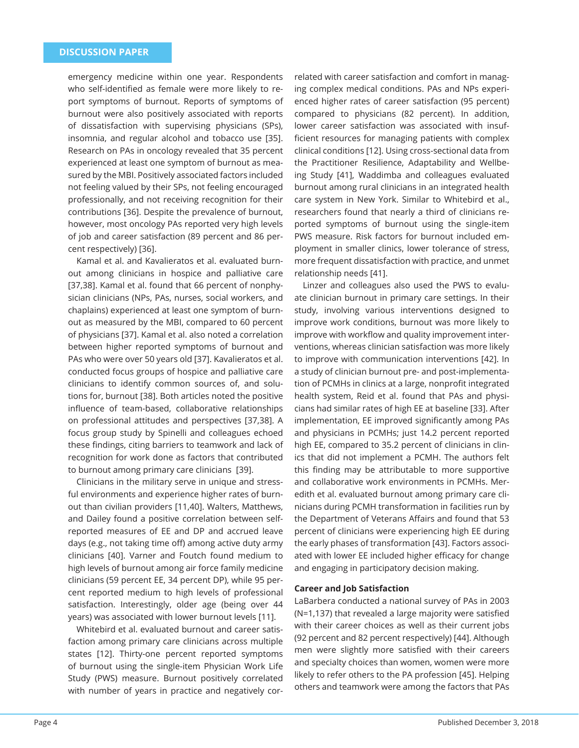emergency medicine within one year. Respondents who self-identified as female were more likely to report symptoms of burnout. Reports of symptoms of burnout were also positively associated with reports of dissatisfaction with supervising physicians (SPs), insomnia, and regular alcohol and tobacco use [35]. Research on PAs in oncology revealed that 35 percent experienced at least one symptom of burnout as measured by the MBI. Positively associated factors included not feeling valued by their SPs, not feeling encouraged professionally, and not receiving recognition for their contributions [36]. Despite the prevalence of burnout, however, most oncology PAs reported very high levels of job and career satisfaction (89 percent and 86 percent respectively) [36].

Kamal et al. and Kavalieratos et al. evaluated burnout among clinicians in hospice and palliative care [37,38]. Kamal et al. found that 66 percent of nonphysician clinicians (NPs, PAs, nurses, social workers, and chaplains) experienced at least one symptom of burnout as measured by the MBI, compared to 60 percent of physicians [37]. Kamal et al. also noted a correlation between higher reported symptoms of burnout and PAs who were over 50 years old [37]. Kavalieratos et al. conducted focus groups of hospice and palliative care clinicians to identify common sources of, and solutions for, burnout [38]. Both articles noted the positive influence of team-based, collaborative relationships on professional attitudes and perspectives [37,38]. A focus group study by Spinelli and colleagues echoed these findings, citing barriers to teamwork and lack of recognition for work done as factors that contributed to burnout among primary care clinicians [39].

Clinicians in the military serve in unique and stressful environments and experience higher rates of burnout than civilian providers [11,40]. Walters, Matthews, and Dailey found a positive correlation between self-reported measures of EE and DP and accrued leave days (e.g., not taking time off) among active duty army clinicians [40]. Varner and Foutch found medium to high levels of burnout among air force family medicine clinicians (59 percent EE, 34 percent DP), while 95 percent reported medium to high levels of professional satisfaction. Interestingly, older age (being over 44 years) was associated with lower burnout levels [11].

Whitebird et al. evaluated burnout and career satisfaction among primary care clinicians across multiple states [12]. Thirty-one percent reported symptoms of burnout using the single-item Physician Work Life Study (PWS) measure. Burnout positively correlated with number of years in practice and negatively correlated with career satisfaction and comfort in managing complex medical conditions. PAs and NPs experienced higher rates of career satisfaction (95 percent) compared to physicians (82 percent). In addition, lower career satisfaction was associated with insufficient resources for managing patients with complex clinical conditions [12]. Using cross-sectional data from the Practitioner Resilience, Adaptability and Wellbeing Study [41], Waddimba and colleagues evaluated burnout among rural clinicians in an integrated health care system in New York. Similar to Whitebird et al., researchers found that nearly a third of clinicians reported symptoms of burnout using the single-item PWS measure. Risk factors for burnout included employment in smaller clinics, lower tolerance of stress, more frequent dissatisfaction with practice, and unmet relationship needs [41].

Linzer and colleagues also used the PWS to evaluate clinician burnout in primary care settings. In their study, involving various interventions designed to improve work conditions, burnout was more likely to improve with workflow and quality improvement interventions, whereas clinician satisfaction was more likely to improve with communication interventions [42]. In a study of clinician burnout pre- and post-implementation of PCMHs in clinics at a large, nonprofit integrated health system, Reid et al. found that PAs and physicians had similar rates of high EE at baseline [33]. After implementation, EE improved significantly among PAs and physicians in PCMHs; just 14.2 percent reported high EE, compared to 35.2 percent of clinicians in clinics that did not implement a PCMH. The authors felt this finding may be attributable to more supportive and collaborative work environments in PCMHs. Meredith et al. evaluated burnout among primary care clinicians during PCMH transformation in facilities run by the Department of Veterans Affairs and found that 53 percent of clinicians were experiencing high EE during the early phases of transformation [43]. Factors associated with lower EE included higher efficacy for change and engaging in participatory decision making.

### Career and Job Satisfaction

LaBarbera conducted a national survey of PAs in 2003 (N=1,137) that revealed a large majority were satisfied with their career choices as well as their current jobs (92 percent and 82 percent respectively) [44]. Although men were slightly more satisfied with their careers and specialty choices than women, women were more likely to refer others to the PA profession [45]. Helping others and teamwork were among the factors that PAs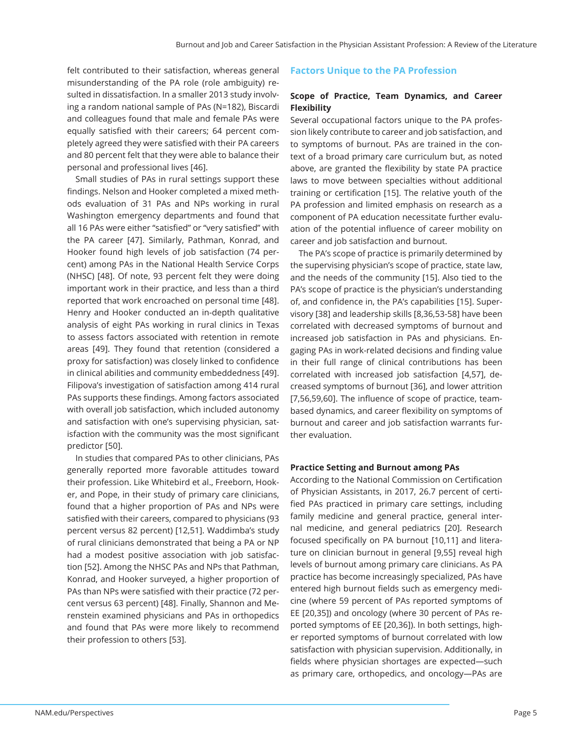felt contributed to their satisfaction, whereas general misunderstanding of the PA role (role ambiguity) resulted in dissatisfaction. In a smaller 2013 study involving a random national sample of PAs (N=182), Biscardi and colleagues found that male and female PAs were equally satisfied with their careers; 64 percent completely agreed they were satisfied with their PA careers and 80 percent felt that they were able to balance their personal and professional lives [46].

Small studies of PAs in rural settings support these findings. Nelson and Hooker completed a mixed methods evaluation of 31 PAs and NPs working in rural Washington emergency departments and found that all 16 PAs were either "satisfied" or "very satisfied" with the PA career [47]. Similarly, Pathman, Konrad, and Hooker found high levels of job satisfaction (74 percent) among PAs in the National Health Service Corps (NHSC) [48]. Of note, 93 percent felt they were doing important work in their practice, and less than a third reported that work encroached on personal time [48]. Henry and Hooker conducted an in-depth qualitative analysis of eight PAs working in rural clinics in Texas to assess factors associated with retention in remote areas [49]. They found that retention (considered a proxy for satisfaction) was closely linked to confidence in clinical abilities and community embeddedness [49]. Filipova's investigation of satisfaction among 414 rural PAs supports these findings. Among factors associated with overall job satisfaction, which included autonomy and satisfaction with one's supervising physician, satisfaction with the community was the most significant predictor [50].

In studies that compared PAs to other clinicians, PAs generally reported more favorable attitudes toward their profession. Like Whitebird et al., Freeborn, Hooker, and Pope, in their study of primary care clinicians, found that a higher proportion of PAs and NPs were satisfied with their careers, compared to physicians (93 percent versus 82 percent) [12,51]. Waddimba's study of rural clinicians demonstrated that being a PA or NP had a modest positive association with job satisfaction [52]. Among the NHSC PAs and NPs that Pathman, Konrad, and Hooker surveyed, a higher proportion of PAs than NPs were satisfied with their practice (72 percent versus 63 percent) [48]. Finally, Shannon and Merenstein examined physicians and PAs in orthopedics and found that PAs were more likely to recommend their profession to others [53].

## Factors Unique to the PA Profession

### Scope of Practice, Team Dynamics, and Career Flexibility

Several occupational factors unique to the PA profession likely contribute to career and job satisfaction, and to symptoms of burnout. PAs are trained in the context of a broad primary care curriculum but, as noted above, are granted the flexibility by state PA practice laws to move between specialties without additional training or certification [15]. The relative youth of the PA profession and limited emphasis on research as a component of PA education necessitate further evaluation of the potential influence of career mobility on career and job satisfaction and burnout.

The PA's scope of practice is primarily determined by the supervising physician's scope of practice, state law, and the needs of the community [15]. Also tied to the PA's scope of practice is the physician's understanding of, and confidence in, the PA's capabilities [15]. Supervisory [38] and leadership skills [8,36,53-58] have been correlated with decreased symptoms of burnout and increased job satisfaction in PAs and physicians. Engaging PAs in work-related decisions and finding value in their full range of clinical contributions has been correlated with increased job satisfaction [4,57], decreased symptoms of burnout [36], and lower attrition [7,56,59,60]. The influence of scope of practice, team-based dynamics, and career flexibility on symptoms of burnout and career and job satisfaction warrants further evaluation.

### Practice Setting and Burnout among PAs

According to the National Commission on Certification of Physician Assistants, in 2017, 26.7 percent of certified PAs practiced in primary care settings, including family medicine and general practice, general internal medicine, and general pediatrics [20]. Research focused specifically on PA burnout [10,11] and literature on clinician burnout in general [9,55] reveal high levels of burnout among primary care clinicians. As PA practice has become increasingly specialized, PAs have entered high burnout fields such as emergency medicine (where 59 percent of PAs reported symptoms of EE [20,35]) and oncology (where 30 percent of PAs reported symptoms of EE [20,36]). In both settings, higher reported symptoms of burnout correlated with low satisfaction with physician supervision. Additionally, in fields where physician shortages are expected—such as primary care, orthopedics, and oncology—PAs are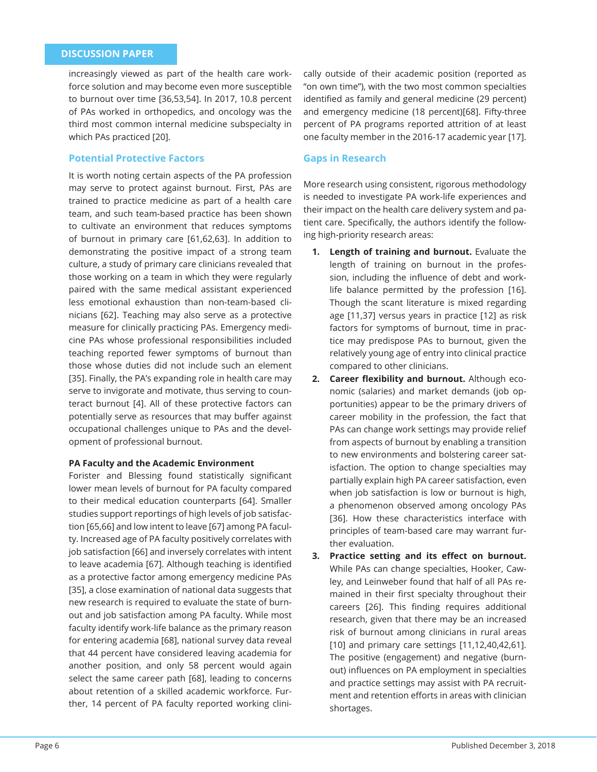increasingly viewed as part of the health care workforce solution and may become even more susceptible to burnout over time [36,53,54]. In 2017, 10.8 percent of PAs worked in orthopedics, and oncology was the third most common internal medicine subspecialty in which PAs practiced [20].

### Potential Protective Factors

It is worth noting certain aspects of the PA profession may serve to protect against burnout. First, PAs are trained to practice medicine as part of a health care team, and such team-based practice has been shown to cultivate an environment that reduces symptoms of burnout in primary care [61,62,63]. In addition to demonstrating the positive impact of a strong team culture, a study of primary care clinicians revealed that those working on a team in which they were regularly paired with the same medical assistant experienced less emotional exhaustion than non-team-based clinicians [62]. Teaching may also serve as a protective measure for clinically practicing PAs. Emergency medicine PAs whose professional responsibilities included teaching reported fewer symptoms of burnout than those whose duties did not include such an element [35]. Finally, the PA's expanding role in health care may serve to invigorate and motivate, thus serving to counteract burnout [4]. All of these protective factors can potentially serve as resources that may buffer against occupational challenges unique to PAs and the development of professional burnout.

#### PA Faculty and the Academic Environment

Forister and Blessing found statistically significant lower mean levels of burnout for PA faculty compared to their medical education counterparts [64]. Smaller studies support reportings of high levels of job satisfaction [65,66] and low intent to leave [67] among PA faculty. Increased age of PA faculty positively correlates with job satisfaction [66] and inversely correlates with intent to leave academia [67]. Although teaching is identified as a protective factor among emergency medicine PAs [35], a close examination of national data suggests that new research is required to evaluate the state of burnout and job satisfaction among PA faculty. While most faculty identify work-life balance as the primary reason for entering academia [68], national survey data reveal that 44 percent have considered leaving academia for another position, and only 58 percent would again select the same career path [68], leading to concerns about retention of a skilled academic workforce. Further, 14 percent of PA faculty reported working clinically outside of their academic position (reported as "on own time"), with the two most common specialties identified as family and general medicine (29 percent) and emergency medicine (18 percent)[68]. Fifty-three percent of PA programs reported attrition of at least one faculty member in the 2016-17 academic year [17].

### Gaps in Research

More research using consistent, rigorous methodology is needed to investigate PA work-life experiences and their impact on the health care delivery system and patient care. Specifically, the authors identify the following high-priority research areas:

1. **Length of training and burnout.** Evaluate the length of training on burnout in the profession, including the influence of debt and work-life balance permitted by the profession [16]. Though the scant literature is mixed regarding age [11,37] versus years in practice [12] as risk factors for symptoms of burnout, time in practice may predispose PAs to burnout, given the relatively young age of entry into clinical practice compared to other clinicians.
2. **Career flexibility and burnout.** Although economic (salaries) and market demands (job opportunities) appear to be the primary drivers of career mobility in the profession, the fact that PAs can change work settings may provide relief from aspects of burnout by enabling a transition to new environments and bolstering career satisfaction. The option to change specialties may partially explain high PA career satisfaction, even when job satisfaction is low or burnout is high, a phenomenon observed among oncology PAs [36]. How these characteristics interface with principles of team-based care may warrant further evaluation.
3. **Practice setting and its effect on burnout.** While PAs can change specialties, Hooker, Cawley, and Leinweber found that half of all PAs remained in their first specialty throughout their careers [26]. This finding requires additional research, given that there may be an increased risk of burnout among clinicians in rural areas [10] and primary care settings [11,12,40,42,61]. The positive (engagement) and negative (burnout) influences on PA employment in specialties and practice settings may assist with PA recruitment and retention efforts in areas with clinician shortages.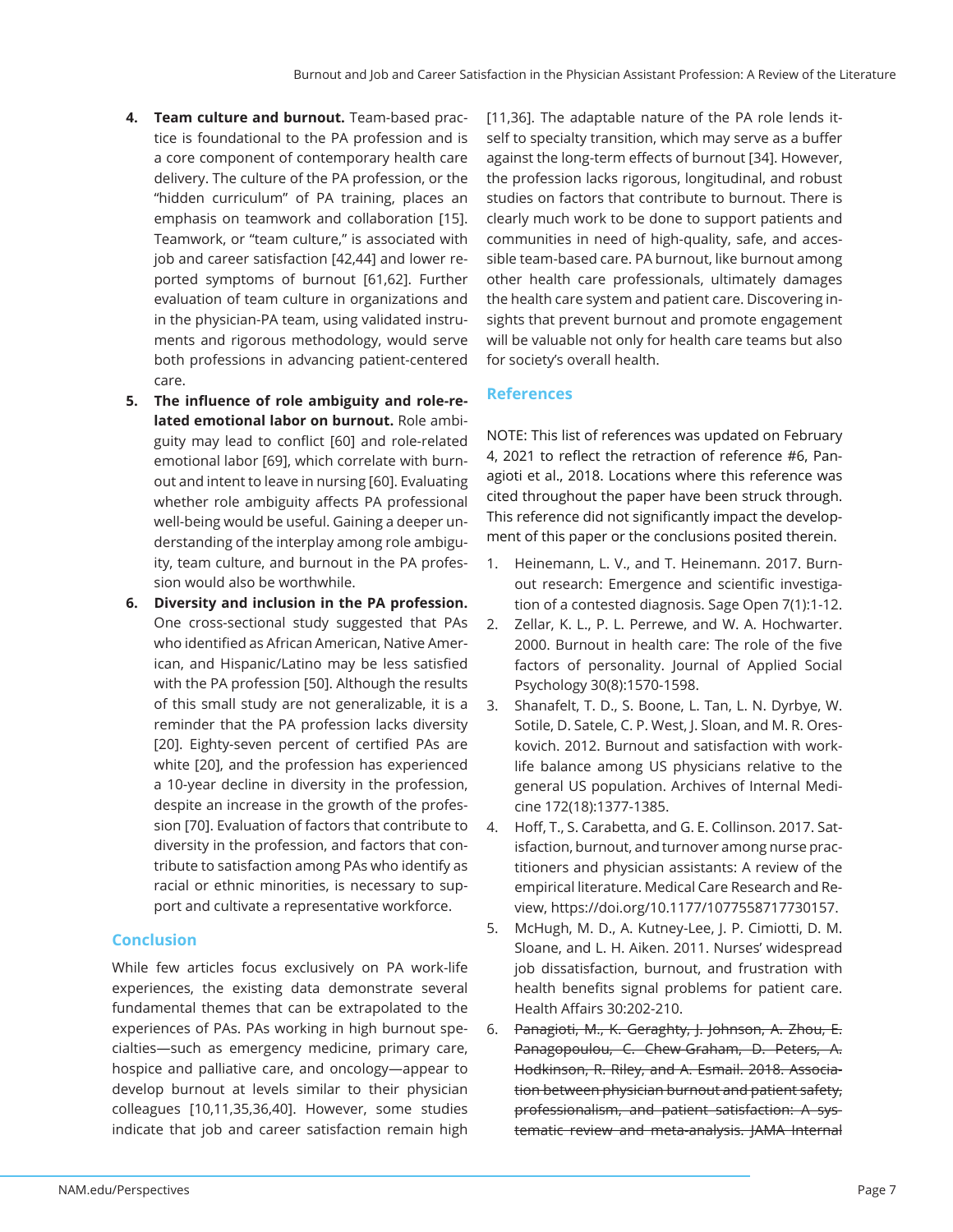4. **Team culture and burnout.** Team-based practice is foundational to the PA profession and is a core component of contemporary health care delivery. The culture of the PA profession, or the "hidden curriculum" of PA training, places an emphasis on teamwork and collaboration [15]. Teamwork, or "team culture," is associated with job and career satisfaction [42,44] and lower reported symptoms of burnout [61,62]. Further evaluation of team culture in organizations and in the physician-PA team, using validated instruments and rigorous methodology, would serve both professions in advancing patient-centered care.
5. **The influence of role ambiguity and role-related emotional labor on burnout.** Role ambiguity may lead to conflict [60] and role-related emotional labor [69], which correlate with burnout and intent to leave in nursing [60]. Evaluating whether role ambiguity affects PA professional well-being would be useful. Gaining a deeper understanding of the interplay among role ambiguity, team culture, and burnout in the PA profession would also be worthwhile.
6. **Diversity and inclusion in the PA profession.** One cross-sectional study suggested that PAs who identified as African American, Native American, and Hispanic/Latino may be less satisfied with the PA profession [50]. Although the results of this small study are not generalizable, it is a reminder that the PA profession lacks diversity [20]. Eighty-seven percent of certified PAs are white [20], and the profession has experienced a 10-year decline in diversity in the profession, despite an increase in the growth of the profession [70]. Evaluation of factors that contribute to diversity in the profession, and factors that contribute to satisfaction among PAs who identify as racial or ethnic minorities, is necessary to support and cultivate a representative workforce.

## Conclusion

While few articles focus exclusively on PA work-life experiences, the existing data demonstrate several fundamental themes that can be extrapolated to the experiences of PAs. PAs working in high burnout specialties—such as emergency medicine, primary care, hospice and palliative care, and oncology—appear to develop burnout at levels similar to their physician colleagues [10,11,35,36,40]. However, some studies indicate that job and career satisfaction remain high [11,36]. The adaptable nature of the PA role lends itself to specialty transition, which may serve as a buffer against the long-term effects of burnout [34]. However, the profession lacks rigorous, longitudinal, and robust studies on factors that contribute to burnout. There is clearly much work to be done to support patients and communities in need of high-quality, safe, and accessible team-based care. PA burnout, like burnout among other health care professionals, ultimately damages the health care system and patient care. Discovering insights that prevent burnout and promote engagement will be valuable not only for health care teams but also for society's overall health.

## References

NOTE: This list of references was updated on February 4, 2021 to reflect the retraction of reference #6, Panagioti et al., 2018. Locations where this reference was cited throughout the paper have been struck through. This reference did not significantly impact the development of this paper or the conclusions posited therein.

1. Heinemann, L. V., and T. Heinemann. 2017. Burnout research: Emergence and scientific investigation of a contested diagnosis. Sage Open 7(1):1-12.
2. Zellar, K. L., P. L. Perrewe, and W. A. Hochwarter. 2000. Burnout in health care: The role of the five factors of personality. Journal of Applied Social Psychology 30(8):1570-1598.
3. Shanafelt, T. D., S. Boone, L. Tan, L. N. Dyrbye, W. Sotile, D. Satele, C. P. West, J. Sloan, and M. R. Oreskovich. 2012. Burnout and satisfaction with work-life balance among US physicians relative to the general US population. Archives of Internal Medicine 172(18):1377-1385.
4. Hoff, T., S. Carabetta, and G. E. Collinson. 2017. Satisfaction, burnout, and turnover among nurse practitioners and physician assistants: A review of the empirical literature. Medical Care Research and Review, https://doi.org/10.1177/1077558717730157.
5. McHugh, M. D., A. Kutney-Lee, J. P. Cimiotti, D. M. Sloane, and L. H. Aiken. 2011. Nurses' widespread job dissatisfaction, burnout, and frustration with health benefits signal problems for patient care. Health Affairs 30:202-210.
6. ~~Panagioti, M., K. Geraghty, J. Johnson, A. Zhou, E. Panagopoulou, C. Chew-Graham, D. Peters, A. Hodkinson, R. Riley, and A. Esmail. 2018. Association between physician burnout and patient safety, professionalism, and patient satisfaction: A systematic review and meta-analysis. JAMA Internal~~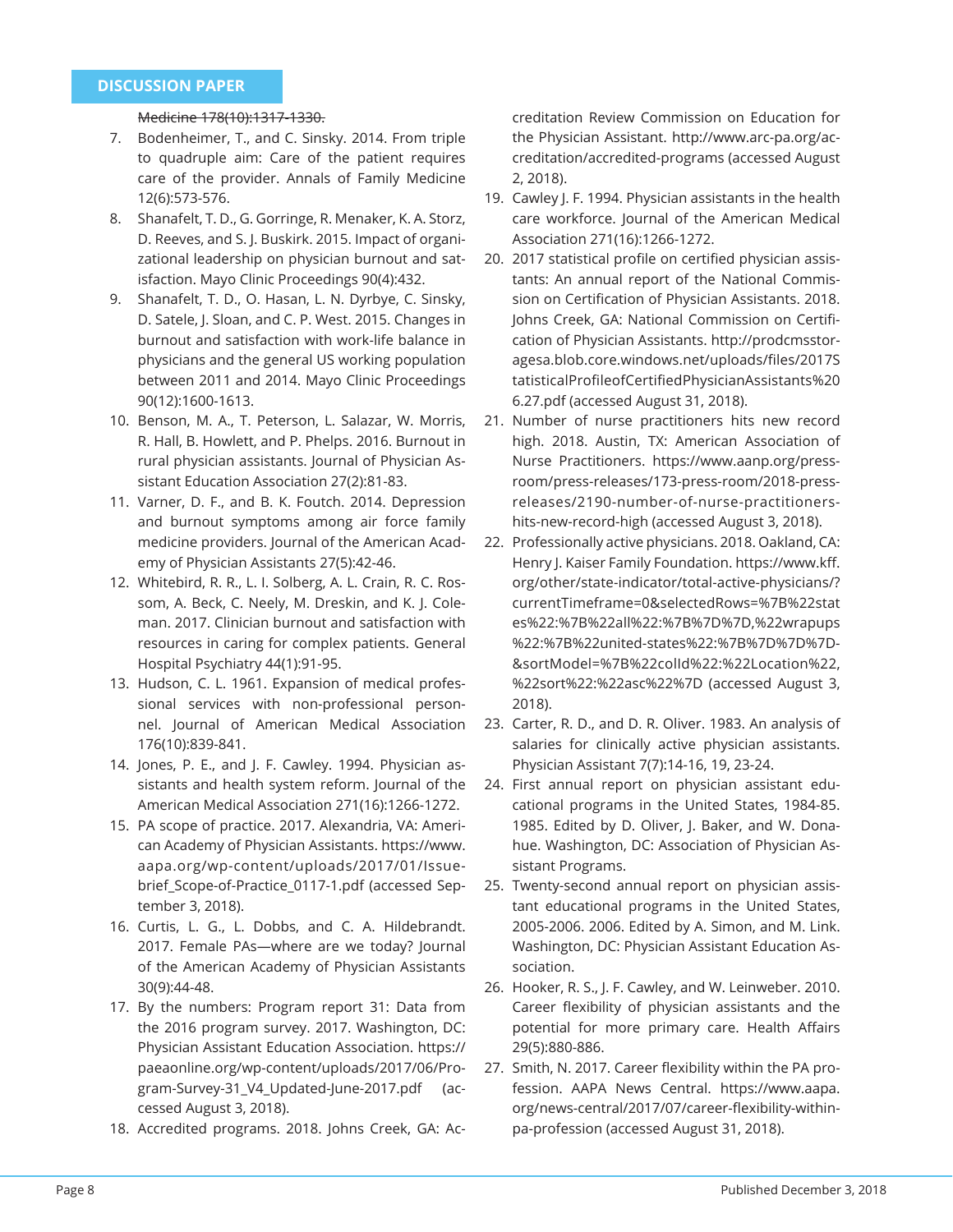Medicine 178(10):1317-1330.

7. Bodenheimer, T., and C. Sinsky. 2014. From triple to quadruple aim: Care of the patient requires care of the provider. Annals of Family Medicine 12(6):573-576.
8. Shanafelt, T. D., G. Gorringe, R. Menaker, K. A. Storz, D. Reeves, and S. J. Buskirk. 2015. Impact of organizational leadership on physician burnout and satisfaction. Mayo Clinic Proceedings 90(4):432.
9. Shanafelt, T. D., O. Hasan, L. N. Dyrbye, C. Sinsky, D. Satele, J. Sloan, and C. P. West. 2015. Changes in burnout and satisfaction with work-life balance in physicians and the general US working population between 2011 and 2014. Mayo Clinic Proceedings 90(12):1600-1613.
10. Benson, M. A., T. Peterson, L. Salazar, W. Morris, R. Hall, B. Howlett, and P. Phelps. 2016. Burnout in rural physician assistants. Journal of Physician Assistant Education Association 27(2):81-83.
11. Varner, D. F., and B. K. Foutch. 2014. Depression and burnout symptoms among air force family medicine providers. Journal of the American Academy of Physician Assistants 27(5):42-46.
12. Whitebird, R. R., L. I. Solberg, A. L. Crain, R. C. Rossom, A. Beck, C. Neely, M. Dreskin, and K. J. Coleman. 2017. Clinician burnout and satisfaction with resources in caring for complex patients. General Hospital Psychiatry 44(1):91-95.
13. Hudson, C. L. 1961. Expansion of medical professional services with non-professional personnel. Journal of American Medical Association 176(10):839-841.
14. Jones, P. E., and J. F. Cawley. 1994. Physician assistants and health system reform. Journal of the American Medical Association 271(16):1266-1272.
15. PA scope of practice. 2017. Alexandria, VA: American Academy of Physician Assistants. https://www.aapa.org/wp-content/uploads/2017/01/Issue-brief_Scope-of-Practice_0117-1.pdf (accessed September 3, 2018).
16. Curtis, L. G., L. Dobbs, and C. A. Hildebrandt. 2017. Female PAs—where are we today? Journal of the American Academy of Physician Assistants 30(9):44-48.
17. By the numbers: Program report 31: Data from the 2016 program survey. 2017. Washington, DC: Physician Assistant Education Association. https://paeaonline.org/wp-content/uploads/2017/06/Program-Survey-31_V4_Updated-June-2017.pdf (accessed August 3, 2018).
18. Accredited programs. 2018. Johns Creek, GA: Accreditation Review Commission on Education for the Physician Assistant. http://www.arc-pa.org/accreditation/accredited-programs (accessed August 2, 2018).
19. Cawley J. F. 1994. Physician assistants in the health care workforce. Journal of the American Medical Association 271(16):1266-1272.
20. 2017 statistical profile on certified physician assistants: An annual report of the National Commission on Certification of Physician Assistants. 2018. Johns Creek, GA: National Commission on Certification of Physician Assistants. http://prodcmsstoragesa.blob.core.windows.net/uploads/files/2017StatisticalProfileofCertifiedPhysicianAssistants%206.27.pdf (accessed August 31, 2018).
21. Number of nurse practitioners hits new record high. 2018. Austin, TX: American Association of Nurse Practitioners. https://www.aanp.org/press-room/press-releases/173-press-room/2018-press-releases/2190-number-of-nurse-practitioners-hits-new-record-high (accessed August 3, 2018).
22. Professionally active physicians. 2018. Oakland, CA: Henry J. Kaiser Family Foundation. https://www.kff.org/other/state-indicator/total-active-physicians/?currentTimeframe=0&selectedRows=%7B%22states%22:%7B%22all%22:%7B%7D%7D,%22wrapups%22:%7B%22united-states%22:%7B%7D%7D%7D&sortModel=%7B%22colId%22:%22Location%22,%22sort%22:%22asc%22%7D (accessed August 3, 2018).
23. Carter, R. D., and D. R. Oliver. 1983. An analysis of salaries for clinically active physician assistants. Physician Assistant 7(7):14-16, 19, 23-24.
24. First annual report on physician assistant educational programs in the United States, 1984-85. 1985. Edited by D. Oliver, J. Baker, and W. Donahue. Washington, DC: Association of Physician Assistant Programs.
25. Twenty-second annual report on physician assistant educational programs in the United States, 2005-2006. 2006. Edited by A. Simon, and M. Link. Washington, DC: Physician Assistant Education Association.
26. Hooker, R. S., J. F. Cawley, and W. Leinweber. 2010. Career flexibility of physician assistants and the potential for more primary care. Health Affairs 29(5):880-886.
27. Smith, N. 2017. Career flexibility within the PA profession. AAPA News Central. https://www.aapa.org/news-central/2017/07/career-flexibility-within-pa-profession (accessed August 31, 2018).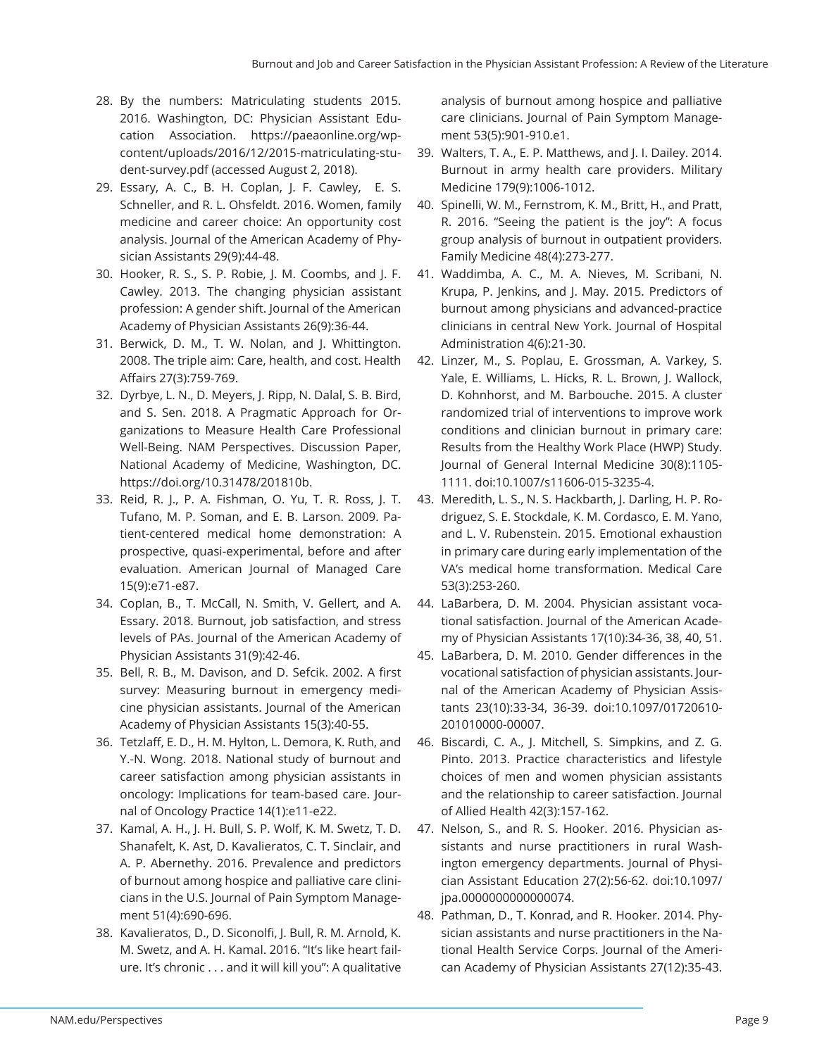28. By the numbers: Matriculating students 2015. 2016. Washington, DC: Physician Assistant Education Association. https://paeaonline.org/wp-content/uploads/2016/12/2015-matriculating-student-survey.pdf (accessed August 2, 2018).
29. Essary, A. C., B. H. Coplan, J. F. Cawley, E. S. Schneller, and R. L. Ohsfeldt. 2016. Women, family medicine and career choice: An opportunity cost analysis. Journal of the American Academy of Physician Assistants 29(9):44-48.
30. Hooker, R. S., S. P. Robie, J. M. Coombs, and J. F. Cawley. 2013. The changing physician assistant profession: A gender shift. Journal of the American Academy of Physician Assistants 26(9):36-44.
31. Berwick, D. M., T. W. Nolan, and J. Whittington. 2008. The triple aim: Care, health, and cost. Health Affairs 27(3):759-769.
32. Dyrbye, L. N., D. Meyers, J. Ripp, N. Dalal, S. B. Bird, and S. Sen. 2018. A Pragmatic Approach for Organizations to Measure Health Care Professional Well-Being. NAM Perspectives. Discussion Paper, National Academy of Medicine, Washington, DC. https://doi.org/10.31478/201810b.
33. Reid, R. J., P. A. Fishman, O. Yu, T. R. Ross, J. T. Tufano, M. P. Soman, and E. B. Larson. 2009. Patient-centered medical home demonstration: A prospective, quasi-experimental, before and after evaluation. American Journal of Managed Care 15(9):e71-e87.
34. Coplan, B., T. McCall, N. Smith, V. Gellert, and A. Essary. 2018. Burnout, job satisfaction, and stress levels of PAs. Journal of the American Academy of Physician Assistants 31(9):42-46.
35. Bell, R. B., M. Davison, and D. Sefcik. 2002. A first survey: Measuring burnout in emergency medicine physician assistants. Journal of the American Academy of Physician Assistants 15(3):40-55.
36. Tetzlaff, E. D., H. M. Hylton, L. Demora, K. Ruth, and Y.-N. Wong. 2018. National study of burnout and career satisfaction among physician assistants in oncology: Implications for team-based care. Journal of Oncology Practice 14(1):e11-e22.
37. Kamal, A. H., J. H. Bull, S. P. Wolf, K. M. Swetz, T. D. Shanafelt, K. Ast, D. Kavalieratos, C. T. Sinclair, and A. P. Abernethy. 2016. Prevalence and predictors of burnout among hospice and palliative care clinicians in the U.S. Journal of Pain Symptom Management 51(4):690-696.
38. Kavalieratos, D., D. Siconolfi, J. Bull, R. M. Arnold, K. M. Swetz, and A. H. Kamal. 2016. "It's like heart failure. It's chronic . . . and it will kill you": A qualitative analysis of burnout among hospice and palliative care clinicians. Journal of Pain Symptom Management 53(5):901-910.e1.
39. Walters, T. A., E. P. Matthews, and J. I. Dailey. 2014. Burnout in army health care providers. Military Medicine 179(9):1006-1012.
40. Spinelli, W. M., Fernstrom, K. M., Britt, H., and Pratt, R. 2016. "Seeing the patient is the joy": A focus group analysis of burnout in outpatient providers. Family Medicine 48(4):273-277.
41. Waddimba, A. C., M. A. Nieves, M. Scribani, N. Krupa, P. Jenkins, and J. May. 2015. Predictors of burnout among physicians and advanced-practice clinicians in central New York. Journal of Hospital Administration 4(6):21-30.
42. Linzer, M., S. Poplau, E. Grossman, A. Varkey, S. Yale, E. Williams, L. Hicks, R. L. Brown, J. Wallock, D. Kohnhorst, and M. Barbouche. 2015. A cluster randomized trial of interventions to improve work conditions and clinician burnout in primary care: Results from the Healthy Work Place (HWP) Study. Journal of General Internal Medicine 30(8):1105-1111. doi:10.1007/s11606-015-3235-4.
43. Meredith, L. S., N. S. Hackbarth, J. Darling, H. P. Rodriguez, S. E. Stockdale, K. M. Cordasco, E. M. Yano, and L. V. Rubenstein. 2015. Emotional exhaustion in primary care during early implementation of the VA's medical home transformation. Medical Care 53(3):253-260.
44. LaBarbera, D. M. 2004. Physician assistant vocational satisfaction. Journal of the American Academy of Physician Assistants 17(10):34-36, 38, 40, 51.
45. LaBarbera, D. M. 2010. Gender differences in the vocational satisfaction of physician assistants. Journal of the American Academy of Physician Assistants 23(10):33-34, 36-39. doi:10.1097/01720610-201010000-00007.
46. Biscardi, C. A., J. Mitchell, S. Simpkins, and Z. G. Pinto. 2013. Practice characteristics and lifestyle choices of men and women physician assistants and the relationship to career satisfaction. Journal of Allied Health 42(3):157-162.
47. Nelson, S., and R. S. Hooker. 2016. Physician assistants and nurse practitioners in rural Washington emergency departments. Journal of Physician Assistant Education 27(2):56-62. doi:10.1097/jpa.0000000000000074.
48. Pathman, D., T. Konrad, and R. Hooker. 2014. Physician assistants and nurse practitioners in the National Health Service Corps. Journal of the American Academy of Physician Assistants 27(12):35-43.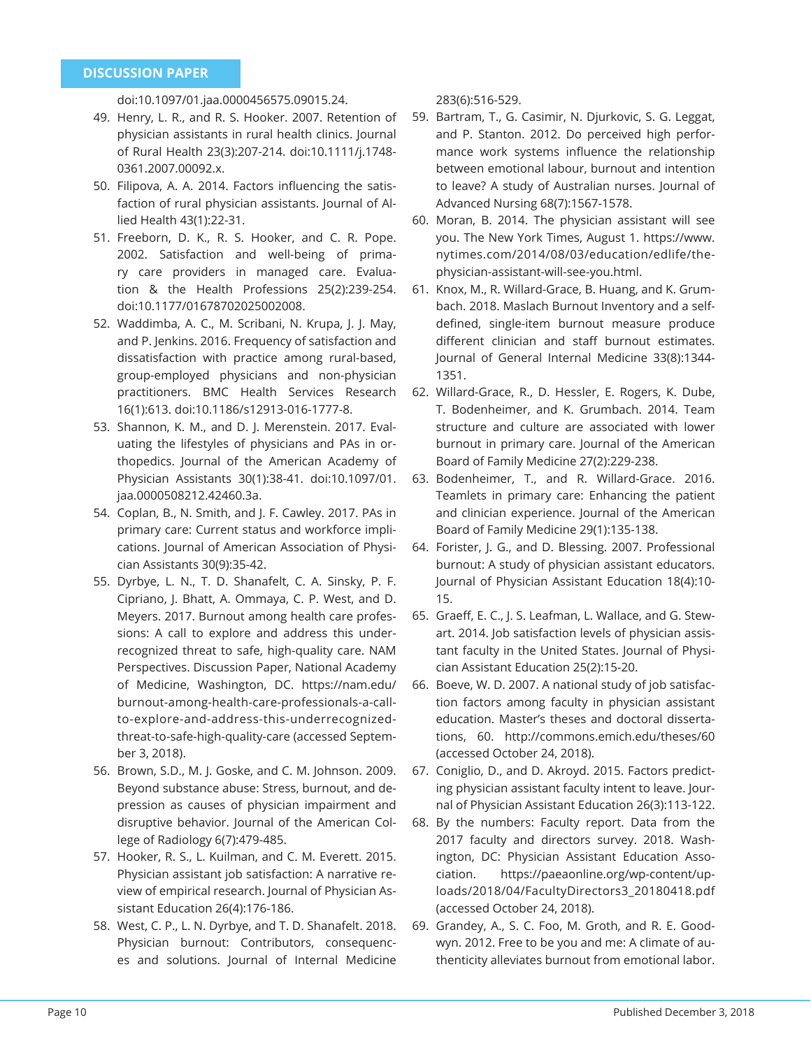doi:10.1097/01.jaa.0000456575.09015.24.

49. Henry, L. R., and R. S. Hooker. 2007. Retention of physician assistants in rural health clinics. Journal of Rural Health 23(3):207-214. doi:10.1111/j.1748-0361.2007.00092.x.
50. Filipova, A. A. 2014. Factors influencing the satisfaction of rural physician assistants. Journal of Allied Health 43(1):22-31.
51. Freeborn, D. K., R. S. Hooker, and C. R. Pope. 2002. Satisfaction and well-being of primary care providers in managed care. Evaluation & the Health Professions 25(2):239-254. doi:10.1177/01678702025002008.
52. Waddimba, A. C., M. Scribani, N. Krupa, J. J. May, and P. Jenkins. 2016. Frequency of satisfaction and dissatisfaction with practice among rural-based, group-employed physicians and non-physician practitioners. BMC Health Services Research 16(1):613. doi:10.1186/s12913-016-1777-8.
53. Shannon, K. M., and D. J. Merenstein. 2017. Evaluating the lifestyles of physicians and PAs in orthopedics. Journal of the American Academy of Physician Assistants 30(1):38-41. doi:10.1097/01.jaa.0000508212.42460.3a.
54. Coplan, B., N. Smith, and J. F. Cawley. 2017. PAs in primary care: Current status and workforce implications. Journal of American Association of Physician Assistants 30(9):35-42.
55. Dyrbye, L. N., T. D. Shanafelt, C. A. Sinsky, P. F. Cipriano, J. Bhatt, A. Ommaya, C. P. West, and D. Meyers. 2017. Burnout among health care professions: A call to explore and address this underrecognized threat to safe, high-quality care. NAM Perspectives. Discussion Paper, National Academy of Medicine, Washington, DC. https://nam.edu/burnout-among-health-care-professionals-a-call-to-explore-and-address-this-underrecognized-threat-to-safe-high-quality-care (accessed September 3, 2018).
56. Brown, S.D., M. J. Goske, and C. M. Johnson. 2009. Beyond substance abuse: Stress, burnout, and depression as causes of physician impairment and disruptive behavior. Journal of the American College of Radiology 6(7):479-485.
57. Hooker, R. S., L. Kuilman, and C. M. Everett. 2015. Physician assistant job satisfaction: A narrative review of empirical research. Journal of Physician Assistant Education 26(4):176-186.
58. West, C. P., L. N. Dyrbye, and T. D. Shanafelt. 2018. Physician burnout: Contributors, consequences and solutions. Journal of Internal Medicine 283(6):516-529.
59. Bartram, T., G. Casimir, N. Djurkovic, S. G. Leggat, and P. Stanton. 2012. Do perceived high performance work systems influence the relationship between emotional labour, burnout and intention to leave? A study of Australian nurses. Journal of Advanced Nursing 68(7):1567-1578.
60. Moran, B. 2014. The physician assistant will see you. The New York Times, August 1. https://www.nytimes.com/2014/08/03/education/edlife/the-physician-assistant-will-see-you.html.
61. Knox, M., R. Willard-Grace, B. Huang, and K. Grumbach. 2018. Maslach Burnout Inventory and a self-defined, single-item burnout measure produce different clinician and staff burnout estimates. Journal of General Internal Medicine 33(8):1344-1351.
62. Willard-Grace, R., D. Hessler, E. Rogers, K. Dube, T. Bodenheimer, and K. Grumbach. 2014. Team structure and culture are associated with lower burnout in primary care. Journal of the American Board of Family Medicine 27(2):229-238.
63. Bodenheimer, T., and R. Willard-Grace. 2016. Teamlets in primary care: Enhancing the patient and clinician experience. Journal of the American Board of Family Medicine 29(1):135-138.
64. Forister, J. G., and D. Blessing. 2007. Professional burnout: A study of physician assistant educators. Journal of Physician Assistant Education 18(4):10-15.
65. Graeff, E. C., J. S. Leafman, L. Wallace, and G. Stewart. 2014. Job satisfaction levels of physician assistant faculty in the United States. Journal of Physician Assistant Education 25(2):15-20.
66. Boeve, W. D. 2007. A national study of job satisfaction factors among faculty in physician assistant education. Master's theses and doctoral dissertations, 60. http://commons.emich.edu/theses/60 (accessed October 24, 2018).
67. Coniglio, D., and D. Akroyd. 2015. Factors predicting physician assistant faculty intent to leave. Journal of Physician Assistant Education 26(3):113-122.
68. By the numbers: Faculty report. Data from the 2017 faculty and directors survey. 2018. Washington, DC: Physician Assistant Education Association. https://paeaonline.org/wp-content/uploads/2018/04/FacultyDirectors3_20180418.pdf (accessed October 24, 2018).
69. Grandey, A., S. C. Foo, M. Groth, and R. E. Goodwyn. 2012. Free to be you and me: A climate of authenticity alleviates burnout from emotional labor.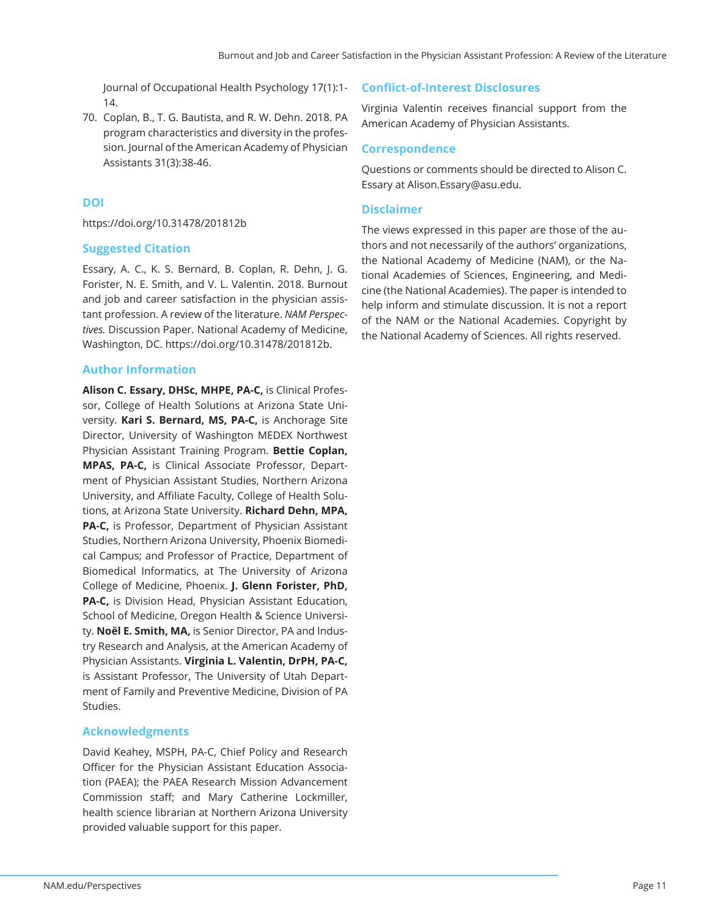Journal of Occupational Health Psychology 17(1):1-14.

70. Coplan, B., T. G. Bautista, and R. W. Dehn. 2018. PA program characteristics and diversity in the profession. Journal of the American Academy of Physician Assistants 31(3):38-46.

## DOI

https://doi.org/10.31478/201812b

## Suggested Citation

Essary, A. C., K. S. Bernard, B. Coplan, R. Dehn, J. G. Forister, N. E. Smith, and V. L. Valentin. 2018. Burnout and job and career satisfaction in the physician assistant profession. A review of the literature. *NAM Perspectives.* Discussion Paper. National Academy of Medicine, Washington, DC. https://doi.org/10.31478/201812b.

## Author Information

**Alison C. Essary, DHSc, MHPE, PA-C,** is Clinical Professor, College of Health Solutions at Arizona State University. **Kari S. Bernard, MS, PA-C,** is Anchorage Site Director, University of Washington MEDEX Northwest Physician Assistant Training Program. **Bettie Coplan, MPAS, PA-C,** is Clinical Associate Professor, Department of Physician Assistant Studies, Northern Arizona University, and Affiliate Faculty, College of Health Solutions, at Arizona State University. **Richard Dehn, MPA, PA-C,** is Professor, Department of Physician Assistant Studies, Northern Arizona University, Phoenix Biomedical Campus; and Professor of Practice, Department of Biomedical Informatics, at The University of Arizona College of Medicine, Phoenix. **J. Glenn Forister, PhD, PA-C,** is Division Head, Physician Assistant Education, School of Medicine, Oregon Health & Science University. **Noël E. Smith, MA,** is Senior Director, PA and Industry Research and Analysis, at the American Academy of Physician Assistants. **Virginia L. Valentin, DrPH, PA-C,** is Assistant Professor, The University of Utah Department of Family and Preventive Medicine, Division of PA Studies.

## Acknowledgments

David Keahey, MSPH, PA-C, Chief Policy and Research Officer for the Physician Assistant Education Association (PAEA); the PAEA Research Mission Advancement Commission staff; and Mary Catherine Lockmiller, health science librarian at Northern Arizona University provided valuable support for this paper.

## Conflict-of-Interest Disclosures

Virginia Valentin receives financial support from the American Academy of Physician Assistants.

## Correspondence

Questions or comments should be directed to Alison C. Essary at Alison.Essary@asu.edu.

## Disclaimer

The views expressed in this paper are those of the authors and not necessarily of the authors' organizations, the National Academy of Medicine (NAM), or the National Academies of Sciences, Engineering, and Medicine (the National Academies). The paper is intended to help inform and stimulate discussion. It is not a report of the NAM or the National Academies. Copyright by the National Academy of Sciences. All rights reserved.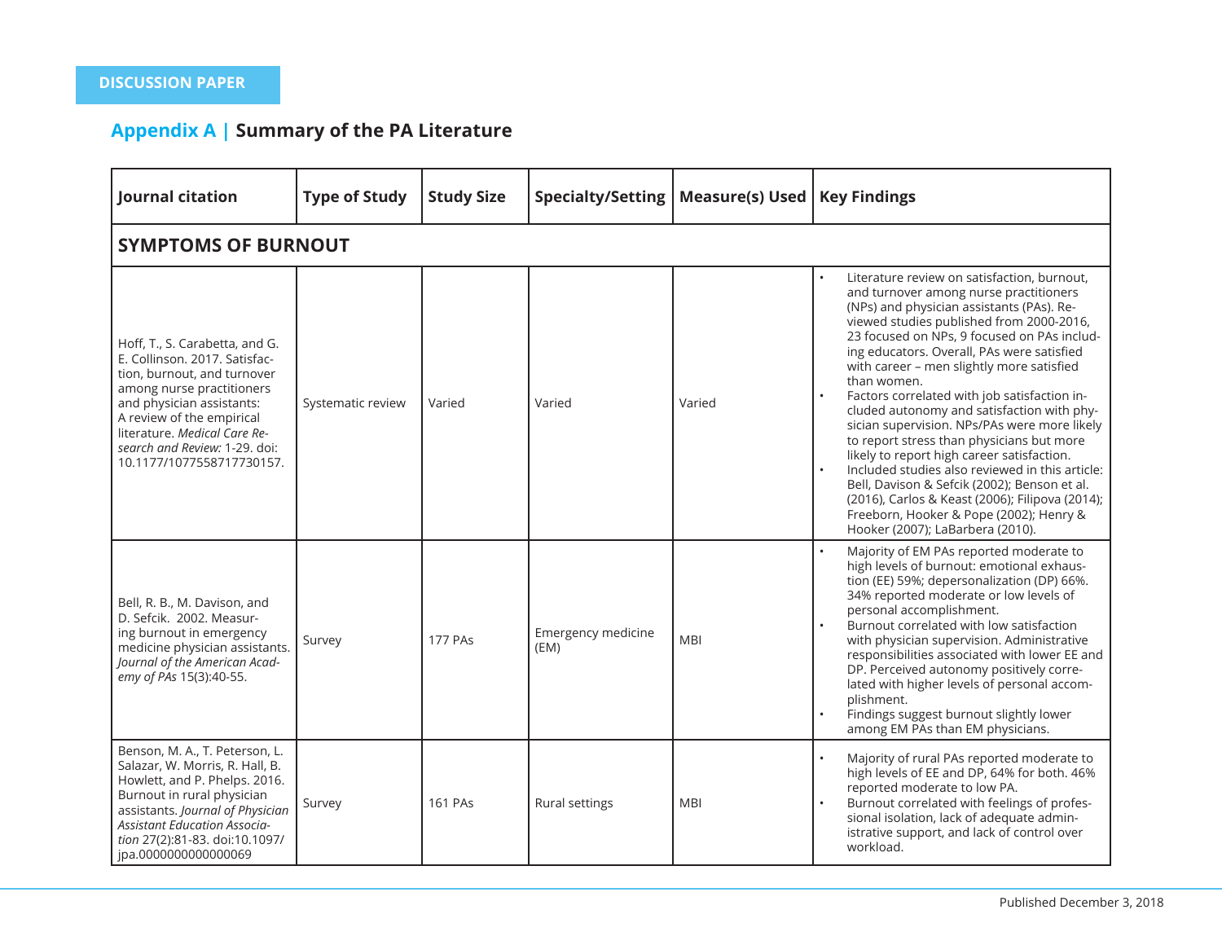DISCUSSION PAPER

## Appendix A | Summary of the PA Literature

| Journal citation | Type of Study | Study Size | Specialty/Setting | Measure(s) Used | Key Findings |
|---|---|---|---|---|---|
| **SYMPTOMS OF BURNOUT** | | | | | |
| Hoff, T., S. Carabetta, and G. E. Collinson. 2017. Satisfaction, burnout, and turnover among nurse practitioners and physician assistants: A review of the empirical literature. *Medical Care Research and Review:* 1-29. doi: 10.1177/1077558717730157. | Systematic review | Varied | Varied | Varied | • Literature review on satisfaction, burnout, and turnover among nurse practitioners (NPs) and physician assistants (PAs). Reviewed studies published from 2000-2016, 23 focused on NPs, 9 focused on PAs including educators. Overall, PAs were satisfied with career – men slightly more satisfied than women. • Factors correlated with job satisfaction included autonomy and satisfaction with physician supervision. NPs/PAs were more likely to report stress than physicians but more likely to report high career satisfaction. • Included studies also reviewed in this article: Bell, Davison & Sefcik (2002); Benson et al. (2016), Carlos & Keast (2006); Filipova (2014); Freeborn, Hooker & Pope (2002); Henry & Hooker (2007); LaBarbera (2010). |
| Bell, R. B., M. Davison, and D. Sefcik. 2002. Measuring burnout in emergency medicine physician assistants. *Journal of the American Academy of PAs* 15(3):40-55. | Survey | 177 PAs | Emergency medicine (EM) | MBI | • Majority of EM PAs reported moderate to high levels of burnout: emotional exhaustion (EE) 59%; depersonalization (DP) 66%. 34% reported moderate or low levels of personal accomplishment. • Burnout correlated with low satisfaction with physician supervision. Administrative responsibilities associated with lower EE and DP. Perceived autonomy positively correlated with higher levels of personal accomplishment. • Findings suggest burnout slightly lower among EM PAs than EM physicians. |
| Benson, M. A., T. Peterson, L. Salazar, W. Morris, R. Hall, B. Howlett, and P. Phelps. 2016. Burnout in rural physician assistants. *Journal of Physician Assistant Education Association* 27(2):81-83. doi:10.1097/jpa.0000000000000069 | Survey | 161 PAs | Rural settings | MBI | • Majority of rural PAs reported moderate to high levels of EE and DP, 64% for both. 46% reported moderate to low PA. • Burnout correlated with feelings of professional isolation, lack of adequate administrative support, and lack of control over workload. |

Published December 3, 2018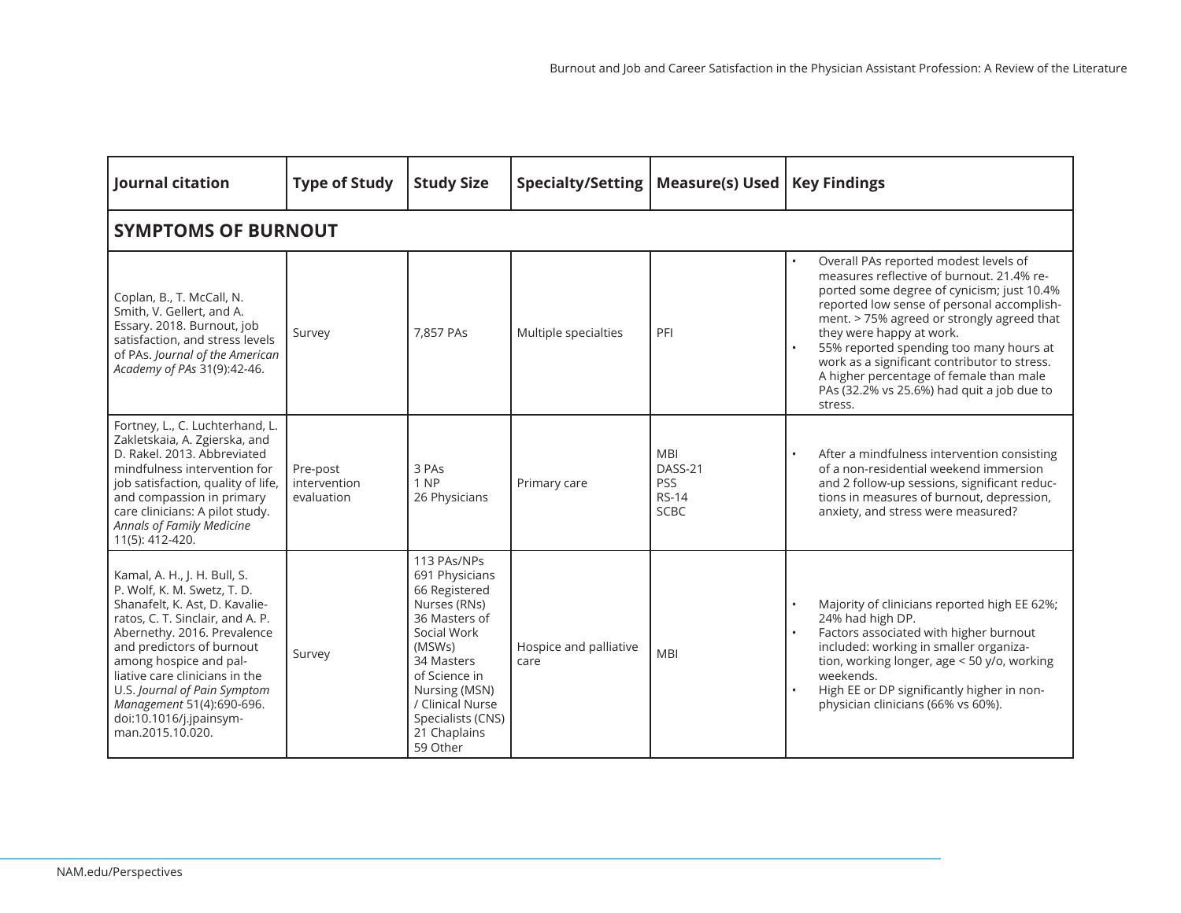| Journal citation | Type of Study | Study Size | Specialty/Setting | Measure(s) Used | Key Findings |
|---|---|---|---|---|---|
| **SYMPTOMS OF BURNOUT** | | | | | |
| Coplan, B., T. McCall, N. Smith, V. Gellert, and A. Essary. 2018. Burnout, job satisfaction, and stress levels of PAs. *Journal of the American Academy of PAs* 31(9):42-46. | Survey | 7,857 PAs | Multiple specialties | PFI | • Overall PAs reported modest levels of measures reflective of burnout. 21.4% reported some degree of cynicism; just 10.4% reported low sense of personal accomplishment. > 75% agreed or strongly agreed that they were happy at work.<br>• 55% reported spending too many hours at work as a significant contributor to stress. A higher percentage of female than male PAs (32.2% vs 25.6%) had quit a job due to stress. |
| Fortney, L., C. Luchterhand, L. Zakletskaia, A. Zgierska, and D. Rakel. 2013. Abbreviated mindfulness intervention for job satisfaction, quality of life, and compassion in primary care clinicians: A pilot study. *Annals of Family Medicine* 11(5): 412-420. | Pre-post intervention evaluation | 3 PAs<br>1 NP<br>26 Physicians | Primary care | MBI<br>DASS-21<br>PSS<br>RS-14<br>SCBC | • After a mindfulness intervention consisting of a non-residential weekend immersion and 2 follow-up sessions, significant reductions in measures of burnout, depression, anxiety, and stress were measured? |
| Kamal, A. H., J. H. Bull, S. P. Wolf, K. M. Swetz, T. D. Shanafelt, K. Ast, D. Kavalieratos, C. T. Sinclair, and A. P. Abernethy. 2016. Prevalence and predictors of burnout among hospice and palliative care clinicians in the U.S. *Journal of Pain Symptom Management* 51(4):690-696. doi:10.1016/j.jpainsymman.2015.10.020. | Survey | 113 PAs/NPs<br>691 Physicians<br>66 Registered Nurses (RNs)<br>36 Masters of Social Work (MSWs)<br>34 Masters of Science in Nursing (MSN) / Clinical Nurse Specialists (CNS)<br>21 Chaplains<br>59 Other | Hospice and palliative care | MBI | • Majority of clinicians reported high EE 62%; 24% had high DP.<br>• Factors associated with higher burnout included: working in smaller organization, working longer, age < 50 y/o, working weekends.<br>• High EE or DP significantly higher in non-physician clinicians (66% vs 60%). |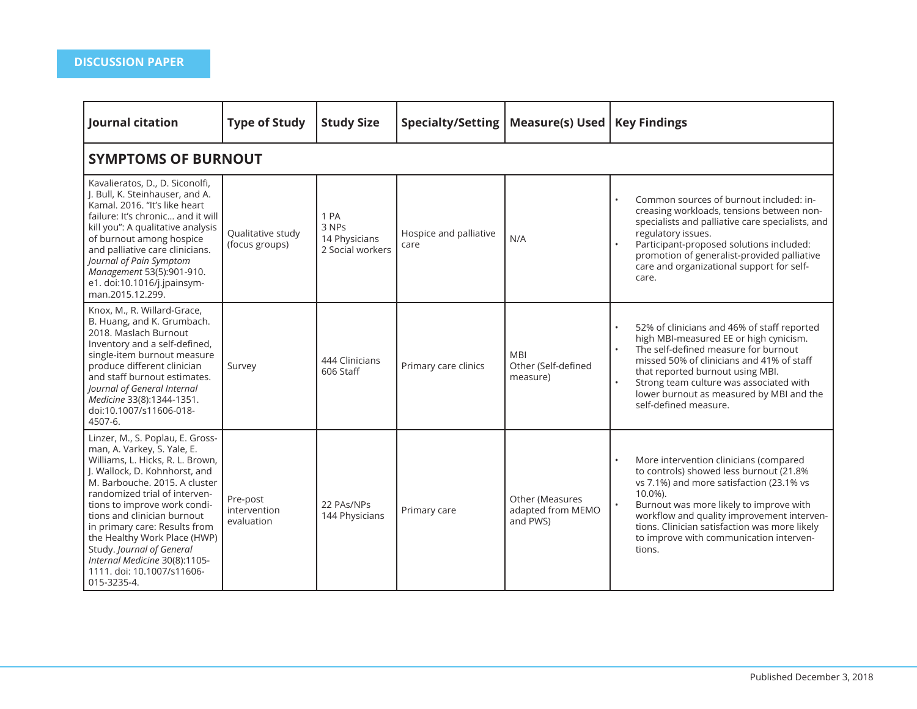| Journal citation | Type of Study | Study Size | Specialty/Setting | Measure(s) Used | Key Findings |
|---|---|---|---|---|---|
| **SYMPTOMS OF BURNOUT** | | | | | |
| Kavalieratos, D., D. Siconolfi, J. Bull, K. Steinhauser, and A. Kamal. 2016. "It's like heart failure: It's chronic... and it will kill you": A qualitative analysis of burnout among hospice and palliative care clinicians. *Journal of Pain Symptom Management* 53(5):901-910. e1. doi:10.1016/j.jpainsymman.2015.12.299. | Qualitative study (focus groups) | 1 PA<br>3 NPs<br>14 Physicians<br>2 Social workers | Hospice and palliative care | N/A | • Common sources of burnout included: increasing workloads, tensions between non-specialists and palliative care specialists, and regulatory issues.<br>• Participant-proposed solutions included: promotion of generalist-provided palliative care and organizational support for self-care. |
| Knox, M., R. Willard-Grace, B. Huang, and K. Grumbach. 2018. Maslach Burnout Inventory and a self-defined, single-item burnout measure produce different clinician and staff burnout estimates. *Journal of General Internal Medicine* 33(8):1344-1351. doi:10.1007/s11606-018-4507-6. | Survey | 444 Clinicians<br>606 Staff | Primary care clinics | MBI<br>Other (Self-defined measure) | • 52% of clinicians and 46% of staff reported high MBI-measured EE or high cynicism.<br>• The self-defined measure for burnout missed 50% of clinicians and 41% of staff that reported burnout using MBI.<br>• Strong team culture was associated with lower burnout as measured by MBI and the self-defined measure. |
| Linzer, M., S. Poplau, E. Grossman, A. Varkey, S. Yale, E. Williams, L. Hicks, R. L. Brown, J. Wallock, D. Kohnhorst, and M. Barbouche. 2015. A cluster randomized trial of interventions to improve work conditions and clinician burnout in primary care: Results from the Healthy Work Place (HWP) Study. *Journal of General Internal Medicine* 30(8):1105-1111. doi: 10.1007/s11606-015-3235-4. | Pre-post intervention evaluation | 22 PAs/NPs<br>144 Physicians | Primary care | Other (Measures adapted from MEMO and PWS) | • More intervention clinicians (compared to controls) showed less burnout (21.8% vs 7.1%) and more satisfaction (23.1% vs 10.0%).<br>• Burnout was more likely to improve with workflow and quality improvement interventions. Clinician satisfaction was more likely to improve with communication interventions. |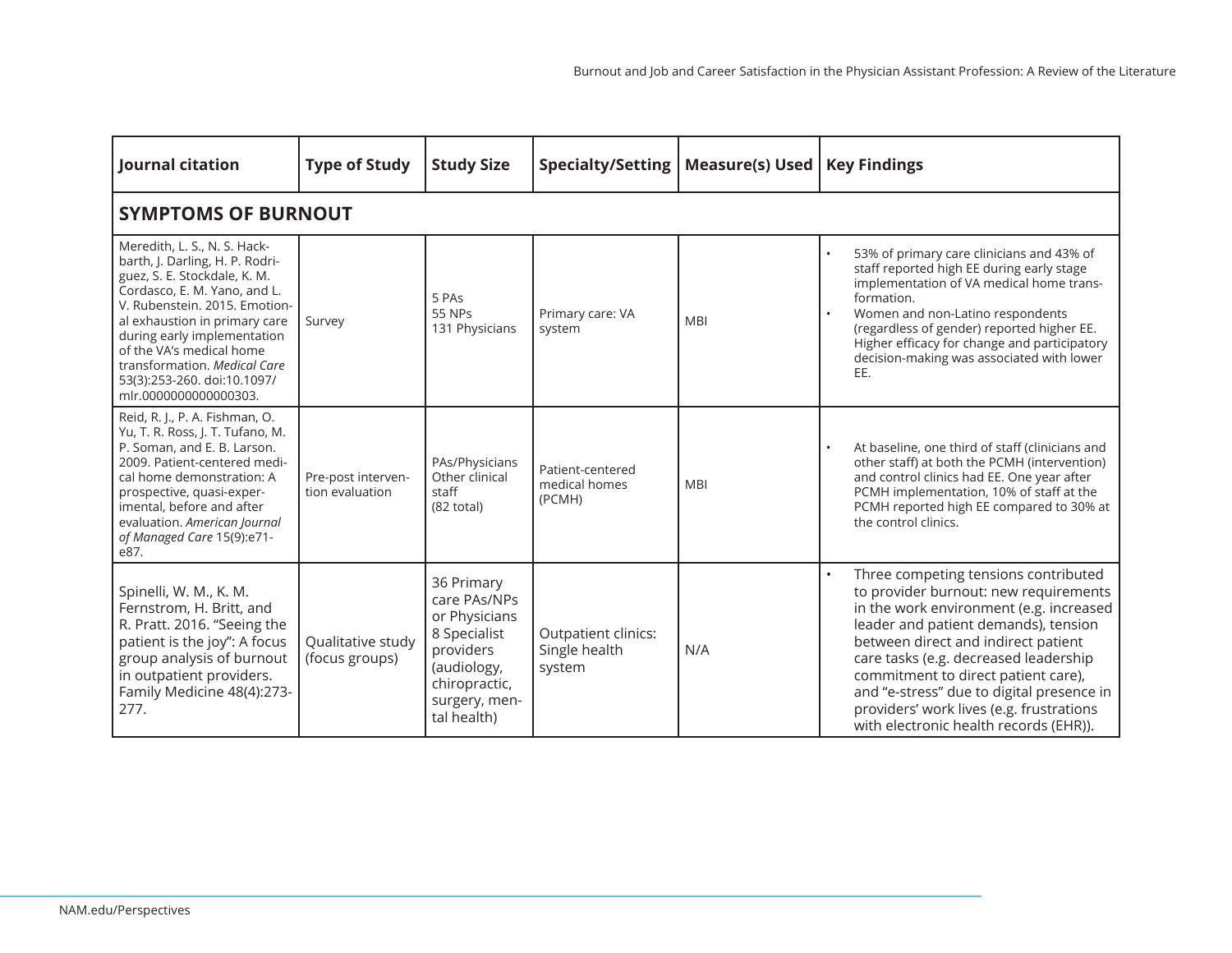| Journal citation | Type of Study | Study Size | Specialty/Setting | Measure(s) Used | Key Findings |
|---|---|---|---|---|---|
| **SYMPTOMS OF BURNOUT** | | | | | |
| Meredith, L. S., N. S. Hackbarth, J. Darling, H. P. Rodriguez, S. E. Stockdale, K. M. Cordasco, E. M. Yano, and L. V. Rubenstein. 2015. Emotional exhaustion in primary care during early implementation of the VA's medical home transformation. *Medical Care* 53(3):253-260. doi:10.1097/mlr.0000000000000303. | Survey | 5 PAs<br>55 NPs<br>131 Physicians | Primary care: VA system | MBI | • 53% of primary care clinicians and 43% of staff reported high EE during early stage implementation of VA medical home transformation.<br>• Women and non-Latino respondents (regardless of gender) reported higher EE. Higher efficacy for change and participatory decision-making was associated with lower EE. |
| Reid, R. J., P. A. Fishman, O. Yu, T. R. Ross, J. T. Tufano, M. P. Soman, and E. B. Larson. 2009. Patient-centered medical home demonstration: A prospective, quasi-experimental, before and after evaluation. *American Journal of Managed Care* 15(9):e71-e87. | Pre-post intervention evaluation | PAs/Physicians<br>Other clinical staff<br>(82 total) | Patient-centered medical homes (PCMH) | MBI | • At baseline, one third of staff (clinicians and other staff) at both the PCMH (intervention) and control clinics had EE. One year after PCMH implementation, 10% of staff at the PCMH reported high EE compared to 30% at the control clinics. |
| Spinelli, W. M., K. M. Fernstrom, H. Britt, and R. Pratt. 2016. "Seeing the patient is the joy": A focus group analysis of burnout in outpatient providers. Family Medicine 48(4):273-277. | Qualitative study (focus groups) | 36 Primary care PAs/NPs or Physicians<br>8 Specialist providers (audiology, chiropractic, surgery, mental health) | Outpatient clinics: Single health system | N/A | • Three competing tensions contributed to provider burnout: new requirements in the work environment (e.g. increased leader and patient demands), tension between direct and indirect patient care tasks (e.g. decreased leadership commitment to direct patient care), and "e-stress" due to digital presence in providers' work lives (e.g. frustrations with electronic health records (EHR)). |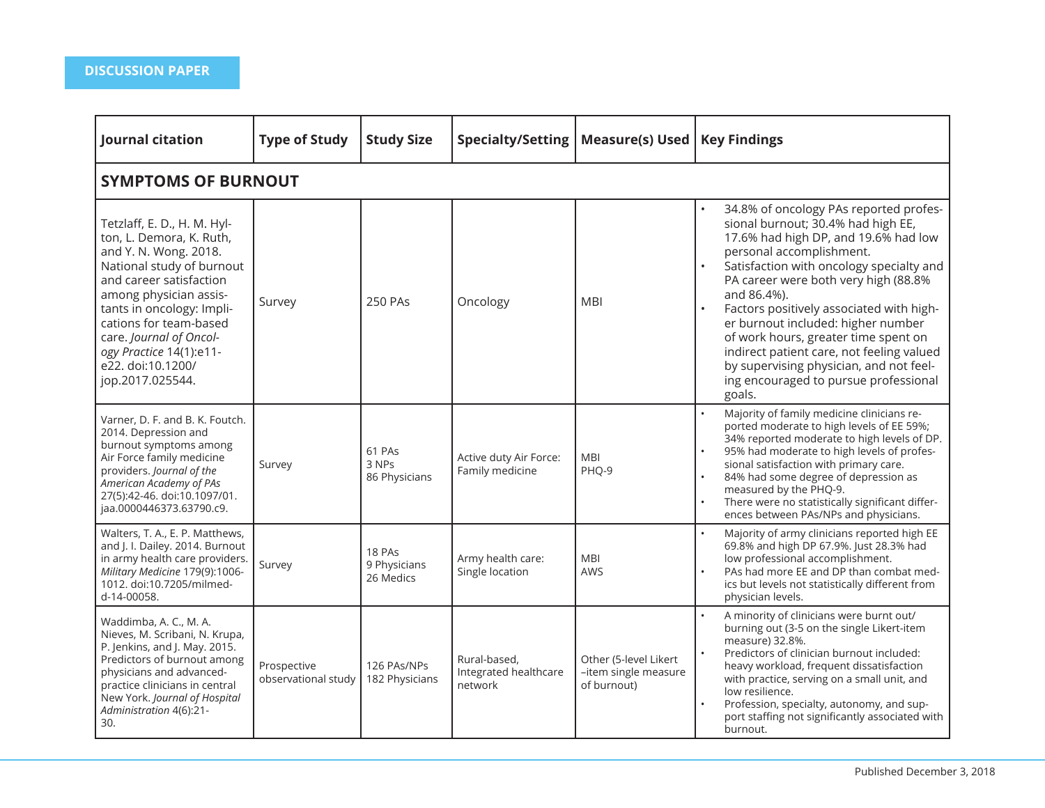| Journal citation | Type of Study | Study Size | Specialty/Setting | Measure(s) Used | Key Findings |
|---|---|---|---|---|---|
| **SYMPTOMS OF BURNOUT** | | | | | |
| Tetzlaff, E. D., H. M. Hylton, L. Demora, K. Ruth, and Y. N. Wong. 2018. National study of burnout and career satisfaction among physician assistants in oncology: Implications for team-based care. *Journal of Oncology Practice* 14(1):e11-e22. doi:10.1200/jop.2017.025544. | Survey | 250 PAs | Oncology | MBI | • 34.8% of oncology PAs reported professional burnout; 30.4% had high EE, 17.6% had high DP, and 19.6% had low personal accomplishment.<br>• Satisfaction with oncology specialty and PA career were both very high (88.8% and 86.4%).<br>• Factors positively associated with higher burnout included: higher number of work hours, greater time spent on indirect patient care, not feeling valued by supervising physician, and not feeling encouraged to pursue professional goals. |
| Varner, D. F. and B. K. Foutch. 2014. Depression and burnout symptoms among Air Force family medicine providers. *Journal of the American Academy of PAs* 27(5):42-46. doi:10.1097/01.jaa.0000446373.63790.c9. | Survey | 61 PAs<br>3 NPs<br>86 Physicians | Active duty Air Force: Family medicine | MBI<br>PHQ-9 | • Majority of family medicine clinicians reported moderate to high levels of EE 59%; 34% reported moderate to high levels of DP.<br>• 95% had moderate to high levels of professional satisfaction with primary care.<br>• 84% had some degree of depression as measured by the PHQ-9.<br>• There were no statistically significant differences between PAs/NPs and physicians. |
| Walters, T. A., E. P. Matthews, and J. I. Dailey. 2014. Burnout in army health care providers. *Military Medicine* 179(9):1006-1012. doi:10.7205/milmed-d-14-00058. | Survey | 18 PAs<br>9 Physicians<br>26 Medics | Army health care: Single location | MBI<br>AWS | • Majority of army clinicians reported high EE 69.8% and high DP 67.9%. Just 28.3% had low professional accomplishment.<br>• PAs had more EE and DP than combat medics but levels not statistically different from physician levels. |
| Waddimba, A. C., M. A. Nieves, M. Scribani, N. Krupa, P. Jenkins, and J. May. 2015. Predictors of burnout among physicians and advanced-practice clinicians in central New York. *Journal of Hospital Administration* 4(6):21-30. | Prospective observational study | 126 PAs/NPs<br>182 Physicians | Rural-based, Integrated healthcare network | Other (5-level Likert –item single measure of burnout) | • A minority of clinicians were burnt out/burning out (3-5 on the single Likert-item measure) 32.8%.<br>• Predictors of clinician burnout included: heavy workload, frequent dissatisfaction with practice, serving on a small unit, and low resilience.<br>• Profession, specialty, autonomy, and support staffing not significantly associated with burnout. |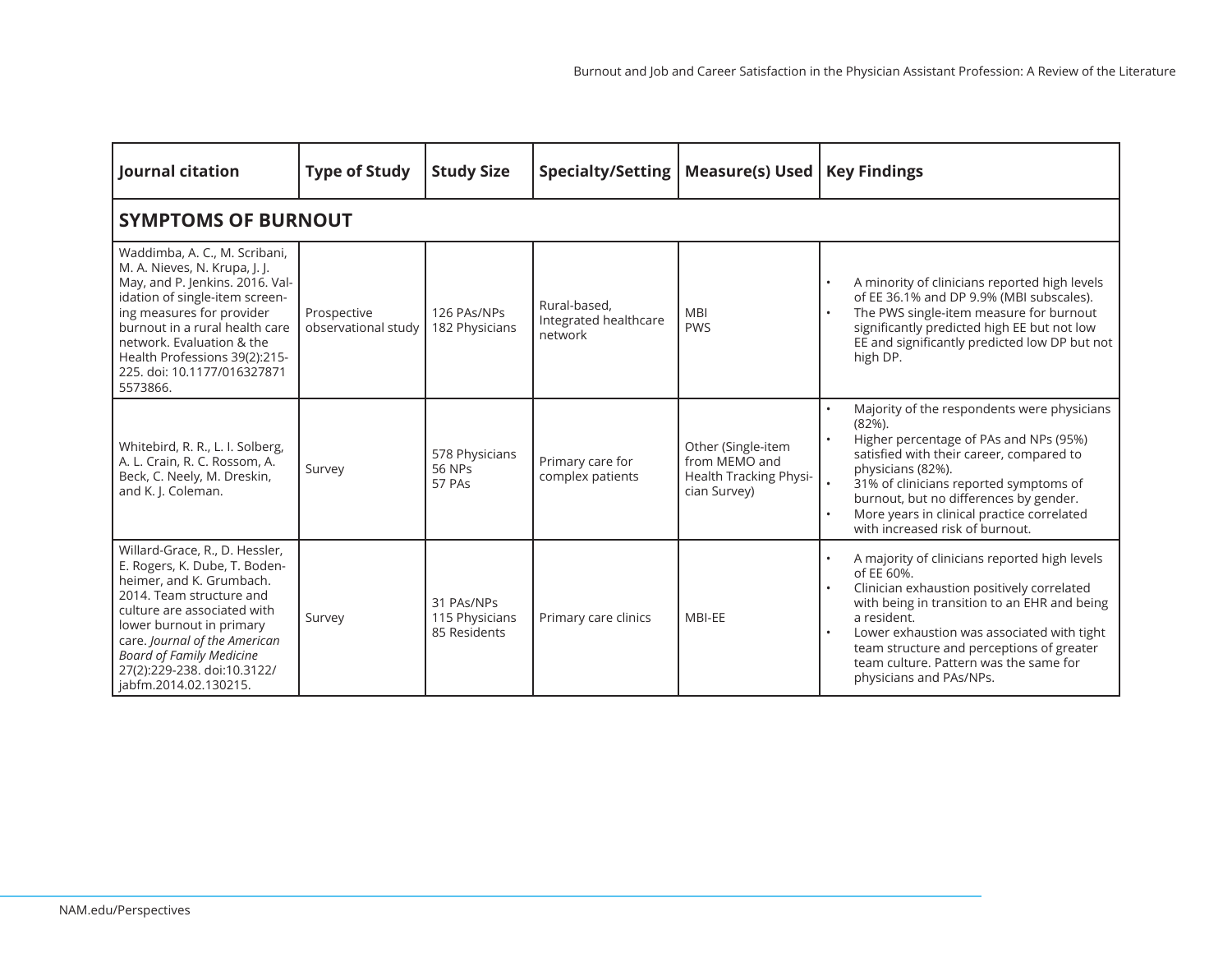| Journal citation | Type of Study | Study Size | Specialty/Setting | Measure(s) Used | Key Findings |
|---|---|---|---|---|---|
| **SYMPTOMS OF BURNOUT** | | | | | |
| Waddimba, A. C., M. Scribani, M. A. Nieves, N. Krupa, J. J. May, and P. Jenkins. 2016. Validation of single-item screening measures for provider burnout in a rural health care network. Evaluation & the Health Professions 39(2):215-225. doi: 10.1177/0163278715573866. | Prospective observational study | 126 PAs/NPs<br>182 Physicians | Rural-based, Integrated healthcare network | MBI<br>PWS | • A minority of clinicians reported high levels of EE 36.1% and DP 9.9% (MBI subscales).<br>• The PWS single-item measure for burnout significantly predicted high EE but not low EE and significantly predicted low DP but not high DP. |
| Whitebird, R. R., L. I. Solberg, A. L. Crain, R. C. Rossom, A. Beck, C. Neely, M. Dreskin, and K. J. Coleman. | Survey | 578 Physicians<br>56 NPs<br>57 PAs | Primary care for complex patients | Other (Single-item from MEMO and Health Tracking Physician Survey) | • Majority of the respondents were physicians (82%).<br>• Higher percentage of PAs and NPs (95%) satisfied with their career, compared to physicians (82%).<br>• 31% of clinicians reported symptoms of burnout, but no differences by gender.<br>• More years in clinical practice correlated with increased risk of burnout. |
| Willard-Grace, R., D. Hessler, E. Rogers, K. Dube, T. Bodenheimer, and K. Grumbach. 2014. Team structure and culture are associated with lower burnout in primary care. *Journal of the American Board of Family Medicine* 27(2):229-238. doi:10.3122/jabfm.2014.02.130215. | Survey | 31 PAs/NPs<br>115 Physicians<br>85 Residents | Primary care clinics | MBI-EE | • A majority of clinicians reported high levels of EE 60%.<br>• Clinician exhaustion positively correlated with being in transition to an EHR and being a resident.<br>• Lower exhaustion was associated with tight team structure and perceptions of greater team culture. Pattern was the same for physicians and PAs/NPs. |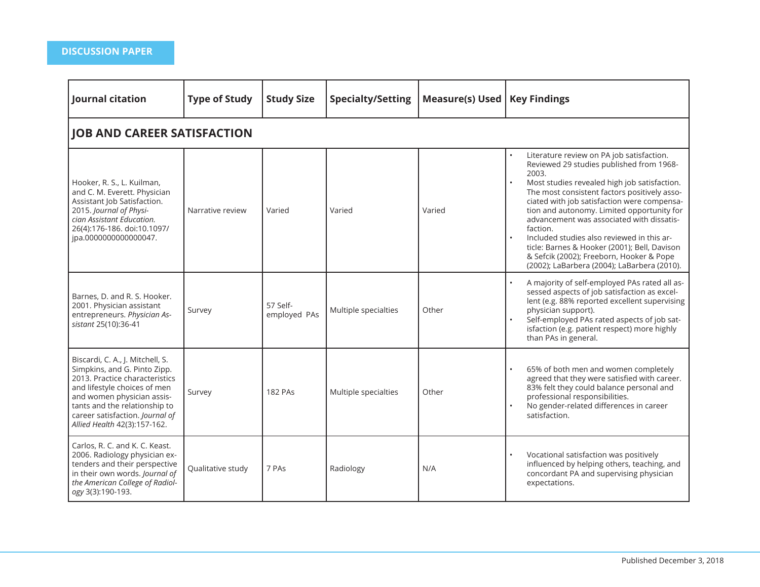| Journal citation | Type of Study | Study Size | Specialty/Setting | Measure(s) Used | Key Findings |
|---|---|---|---|---|---|
| **JOB AND CAREER SATISFACTION** | | | | | |
| Hooker, R. S., L. Kuilman, and C. M. Everett. Physician Assistant Job Satisfaction. 2015. *Journal of Physician Assistant Education.* 26(4):176-186. doi:10.1097/jpa.0000000000000047. | Narrative review | Varied | Varied | Varied | • Literature review on PA job satisfaction. Reviewed 29 studies published from 1968-2003.<br>• Most studies revealed high job satisfaction. The most consistent factors positively associated with job satisfaction were compensation and autonomy. Limited opportunity for advancement was associated with dissatisfaction.<br>• Included studies also reviewed in this article: Barnes & Hooker (2001); Bell, Davison & Sefcik (2002); Freeborn, Hooker & Pope (2002); LaBarbera (2004); LaBarbera (2010). |
| Barnes, D. and R. S. Hooker. 2001. Physician assistant entrepreneurs. *Physician Assistant* 25(10):36-41 | Survey | 57 Self-employed PAs | Multiple specialties | Other | • A majority of self-employed PAs rated all assessed aspects of job satisfaction as excellent (e.g. 88% reported excellent supervising physician support).<br>• Self-employed PAs rated aspects of job satisfaction (e.g. patient respect) more highly than PAs in general. |
| Biscardi, C. A., J. Mitchell, S. Simpkins, and G. Pinto Zipp. 2013. Practice characteristics and lifestyle choices of men and women physician assistants and the relationship to career satisfaction. *Journal of Allied Health* 42(3):157-162. | Survey | 182 PAs | Multiple specialties | Other | • 65% of both men and women completely agreed that they were satisfied with career. 83% felt they could balance personal and professional responsibilities.<br>• No gender-related differences in career satisfaction. |
| Carlos, R. C. and K. C. Keast. 2006. Radiology physician extenders and their perspective in their own words. *Journal of the American College of Radiology* 3(3):190-193. | Qualitative study | 7 PAs | Radiology | N/A | • Vocational satisfaction was positively influenced by helping others, teaching, and concordant PA and supervising physician expectations. |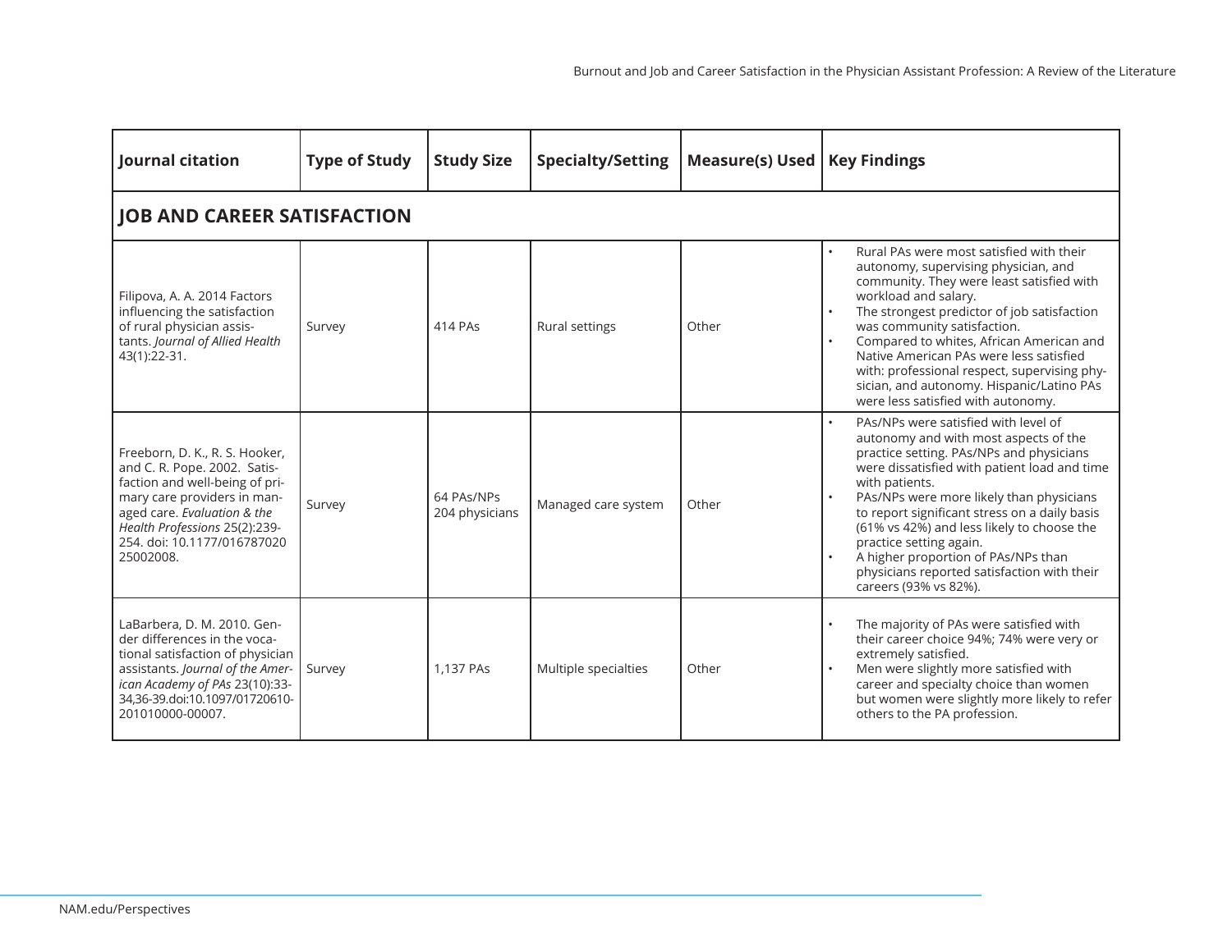| Journal citation | Type of Study | Study Size | Specialty/Setting | Measure(s) Used | Key Findings |
|---|---|---|---|---|---|
| **JOB AND CAREER SATISFACTION** | | | | | |
| Filipova, A. A. 2014 Factors influencing the satisfaction of rural physician assistants. *Journal of Allied Health* 43(1):22-31. | Survey | 414 PAs | Rural settings | Other | • Rural PAs were most satisfied with their autonomy, supervising physician, and community. They were least satisfied with workload and salary.<br>• The strongest predictor of job satisfaction was community satisfaction.<br>• Compared to whites, African American and Native American PAs were less satisfied with: professional respect, supervising physician, and autonomy. Hispanic/Latino PAs were less satisfied with autonomy. |
| Freeborn, D. K., R. S. Hooker, and C. R. Pope. 2002. Satisfaction and well-being of primary care providers in managed care. *Evaluation & the Health Professions* 25(2):239-254. doi: 10.1177/01678702025002008. | Survey | 64 PAs/NPs<br>204 physicians | Managed care system | Other | • PAs/NPs were satisfied with level of autonomy and with most aspects of the practice setting. PAs/NPs and physicians were dissatisfied with patient load and time with patients.<br>• PAs/NPs were more likely than physicians to report significant stress on a daily basis (61% vs 42%) and less likely to choose the practice setting again.<br>• A higher proportion of PAs/NPs than physicians reported satisfaction with their careers (93% vs 82%). |
| LaBarbera, D. M. 2010. Gender differences in the vocational satisfaction of physician assistants. *Journal of the American Academy of PAs* 23(10):33-34,36-39.doi:10.1097/01720610-201010000-00007. | Survey | 1,137 PAs | Multiple specialties | Other | • The majority of PAs were satisfied with their career choice 94%; 74% were very or extremely satisfied.<br>• Men were slightly more satisfied with career and specialty choice than women but women were slightly more likely to refer others to the PA profession. |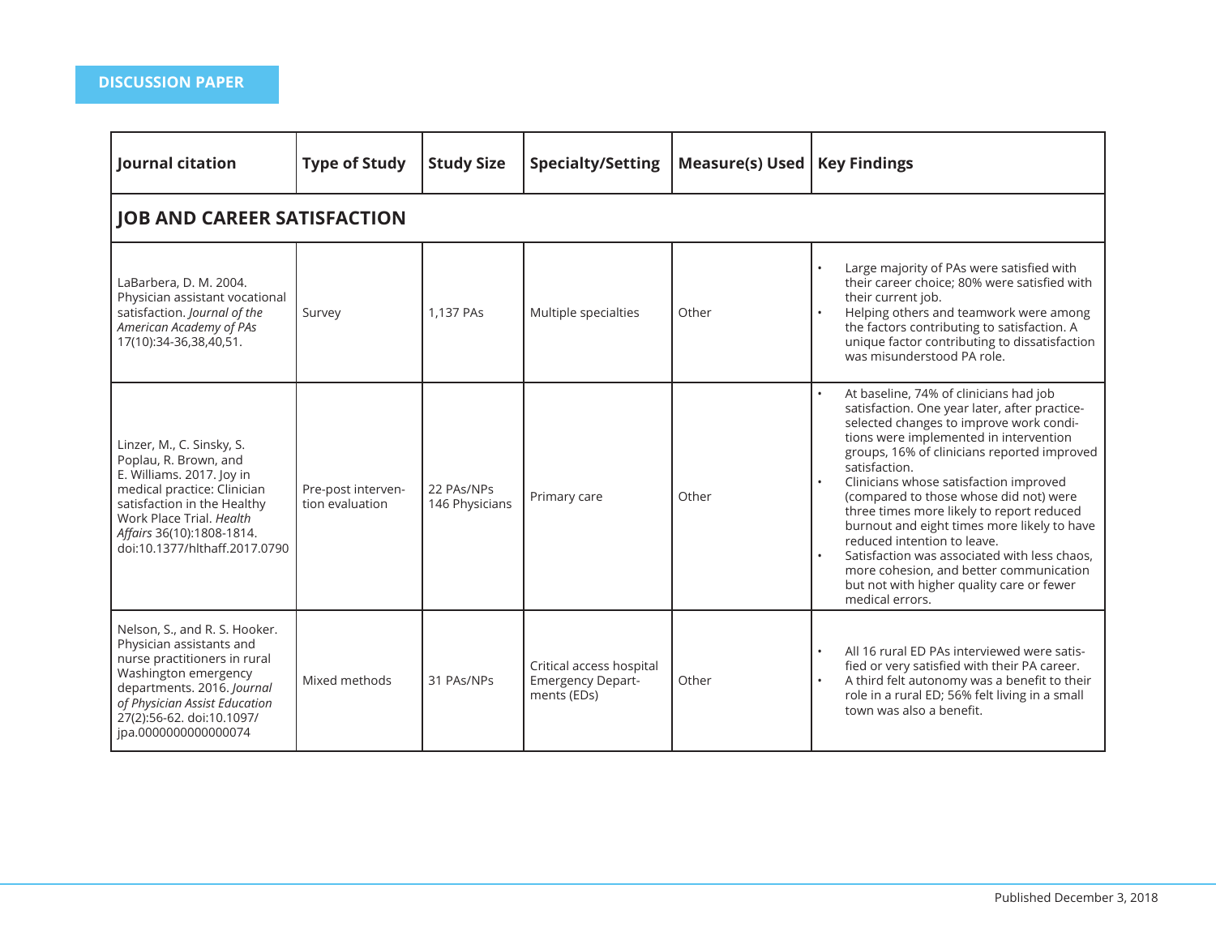| Journal citation | Type of Study | Study Size | Specialty/Setting | Measure(s) Used | Key Findings |
|---|---|---|---|---|---|
| **JOB AND CAREER SATISFACTION** | | | | | |
| LaBarbera, D. M. 2004. Physician assistant vocational satisfaction. *Journal of the American Academy of PAs* 17(10):34-36,38,40,51. | Survey | 1,137 PAs | Multiple specialties | Other | • Large majority of PAs were satisfied with their career choice; 80% were satisfied with their current job.<br>• Helping others and teamwork were among the factors contributing to satisfaction. A unique factor contributing to dissatisfaction was misunderstood PA role. |
| Linzer, M., C. Sinsky, S. Poplau, R. Brown, and E. Williams. 2017. Joy in medical practice: Clinician satisfaction in the Healthy Work Place Trial. *Health Affairs* 36(10):1808-1814. doi:10.1377/hlthaff.2017.0790 | Pre-post intervention evaluation | 22 PAs/NPs<br>146 Physicians | Primary care | Other | • At baseline, 74% of clinicians had job satisfaction. One year later, after practice-selected changes to improve work conditions were implemented in intervention groups, 16% of clinicians reported improved satisfaction.<br>• Clinicians whose satisfaction improved (compared to those whose did not) were three times more likely to report reduced burnout and eight times more likely to have reduced intention to leave.<br>• Satisfaction was associated with less chaos, more cohesion, and better communication but not with higher quality care or fewer medical errors. |
| Nelson, S., and R. S. Hooker. Physician assistants and nurse practitioners in rural Washington emergency departments. 2016. *Journal of Physician Assist Education* 27(2):56-62. doi:10.1097/jpa.0000000000000074 | Mixed methods | 31 PAs/NPs | Critical access hospital Emergency Departments (EDs) | Other | • All 16 rural ED PAs interviewed were satisfied or very satisfied with their PA career.<br>• A third felt autonomy was a benefit to their role in a rural ED; 56% felt living in a small town was also a benefit. |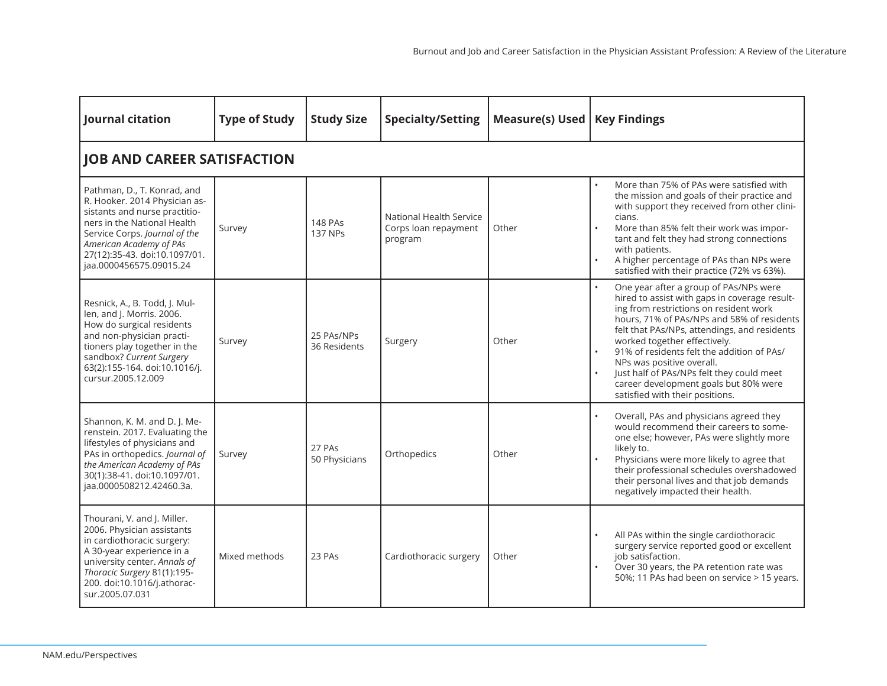| Journal citation | Type of Study | Study Size | Specialty/Setting | Measure(s) Used | Key Findings |
|---|---|---|---|---|---|
| **JOB AND CAREER SATISFACTION** | | | | | |
| Pathman, D., T. Konrad, and R. Hooker. 2014 Physician assistants and nurse practitioners in the National Health Service Corps. *Journal of the American Academy of PAs* 27(12):35-43. doi:10.1097/01.jaa.0000456575.09015.24 | Survey | 148 PAs<br>137 NPs | National Health Service Corps loan repayment program | Other | • More than 75% of PAs were satisfied with the mission and goals of their practice and with support they received from other clinicians.<br>• More than 85% felt their work was important and felt they had strong connections with patients.<br>• A higher percentage of PAs than NPs were satisfied with their practice (72% vs 63%). |
| Resnick, A., B. Todd, J. Mullen, and J. Morris. 2006. How do surgical residents and non-physician practitioners play together in the sandbox? *Current Surgery* 63(2):155-164. doi:10.1016/j.cursur.2005.12.009 | Survey | 25 PAs/NPs<br>36 Residents | Surgery | Other | • One year after a group of PAs/NPs were hired to assist with gaps in coverage resulting from restrictions on resident work hours, 71% of PAs/NPs and 58% of residents felt that PAs/NPs, attendings, and residents worked together effectively.<br>• 91% of residents felt the addition of PAs/NPs was positive overall.<br>• Just half of PAs/NPs felt they could meet career development goals but 80% were satisfied with their positions. |
| Shannon, K. M. and D. J. Merenstein. 2017. Evaluating the lifestyles of physicians and PAs in orthopedics. *Journal of the American Academy of PAs* 30(1):38-41. doi:10.1097/01.jaa.0000508212.42460.3a. | Survey | 27 PAs<br>50 Physicians | Orthopedics | Other | • Overall, PAs and physicians agreed they would recommend their careers to someone else; however, PAs were slightly more likely to.<br>• Physicians were more likely to agree that their professional schedules overshadowed their personal lives and that job demands negatively impacted their health. |
| Thourani, V. and J. Miller. 2006. Physician assistants in cardiothoracic surgery: A 30-year experience in a university center. *Annals of Thoracic Surgery* 81(1):195-200. doi:10.1016/j.athoracsur.2005.07.031 | Mixed methods | 23 PAs | Cardiothoracic surgery | Other | • All PAs within the single cardiothoracic surgery service reported good or excellent job satisfaction.<br>• Over 30 years, the PA retention rate was 50%; 11 PAs had been on service > 15 years. |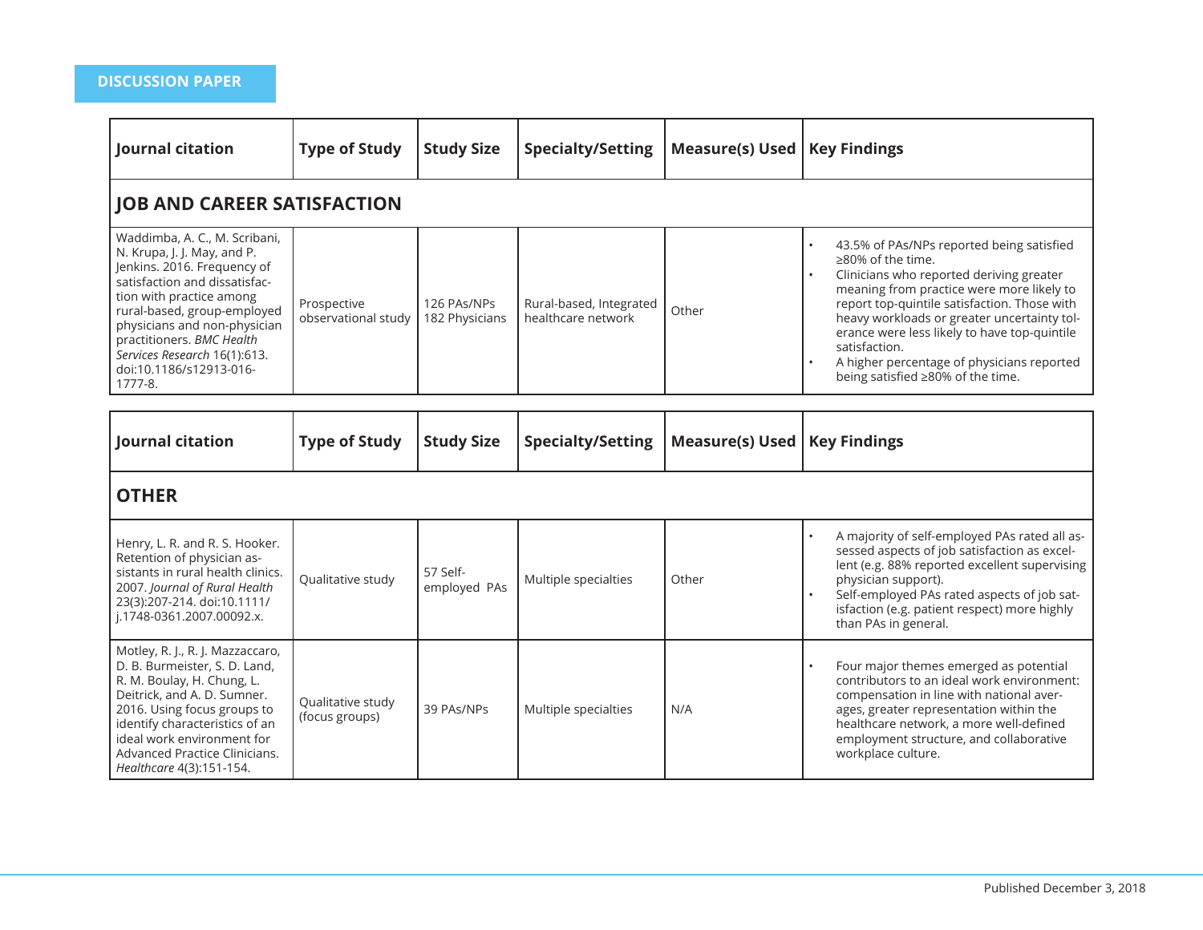DISCUSSION PAPER

| Journal citation | Type of Study | Study Size | Specialty/Setting | Measure(s) Used | Key Findings |
|---|---|---|---|---|---|
| **JOB AND CAREER SATISFACTION** | | | | | |
| Waddimba, A. C., M. Scribani, N. Krupa, J. J. May, and P. Jenkins. 2016. Frequency of satisfaction and dissatisfaction with practice among rural-based, group-employed physicians and non-physician practitioners. *BMC Health Services Research* 16(1):613. doi:10.1186/s12913-016-1777-8. | Prospective observational study | 126 PAs/NPs 182 Physicians | Rural-based, Integrated healthcare network | Other | • 43.5% of PAs/NPs reported being satisfied ≥80% of the time. • Clinicians who reported deriving greater meaning from practice were more likely to report top-quintile satisfaction. Those with heavy workloads or greater uncertainty tolerance were less likely to have top-quintile satisfaction. • A higher percentage of physicians reported being satisfied ≥80% of the time. |

| Journal citation | Type of Study | Study Size | Specialty/Setting | Measure(s) Used | Key Findings |
|---|---|---|---|---|---|
| **OTHER** | | | | | |
| Henry, L. R. and R. S. Hooker. Retention of physician assistants in rural health clinics. 2007. *Journal of Rural Health* 23(3):207-214. doi:10.1111/j.1748-0361.2007.00092.x. | Qualitative study | 57 Self-employed PAs | Multiple specialties | Other | • A majority of self-employed PAs rated all assessed aspects of job satisfaction as excellent (e.g. 88% reported excellent supervising physician support). • Self-employed PAs rated aspects of job satisfaction (e.g. patient respect) more highly than PAs in general. |
| Motley, R. J., R. J. Mazzaccaro, D. B. Burmeister, S. D. Land, R. M. Boulay, H. Chung, L. Deitrick, and A. D. Sumner. 2016. Using focus groups to identify characteristics of an ideal work environment for Advanced Practice Clinicians. *Healthcare* 4(3):151-154. | Qualitative study (focus groups) | 39 PAs/NPs | Multiple specialties | N/A | • Four major themes emerged as potential contributors to an ideal work environment: compensation in line with national averages, greater representation within the healthcare network, a more well-defined employment structure, and collaborative workplace culture. |

Published December 3, 2018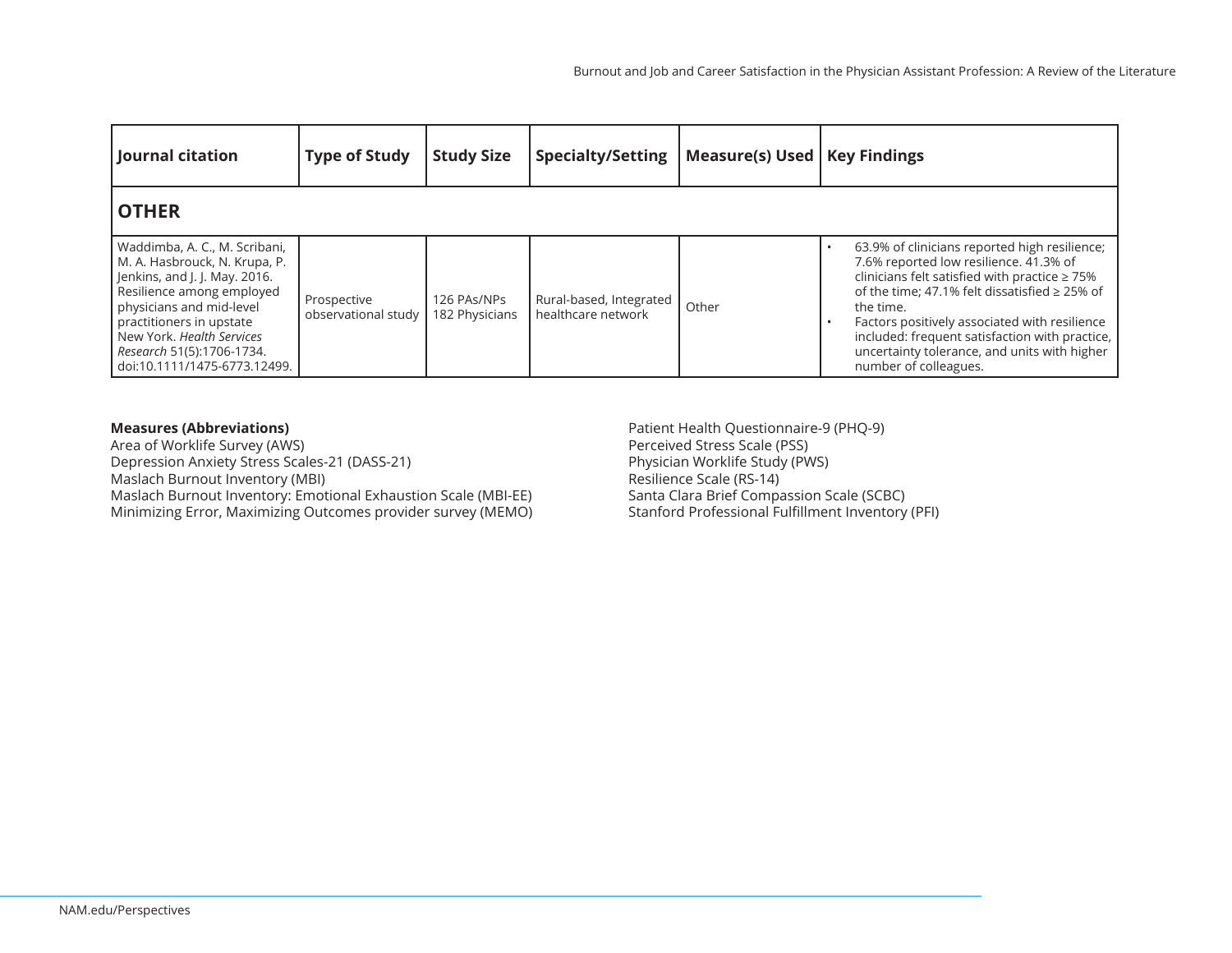| Journal citation | Type of Study | Study Size | Specialty/Setting | Measure(s) Used | Key Findings |
|---|---|---|---|---|---|
| **OTHER** | | | | | |
| Waddimba, A. C., M. Scribani, M. A. Hasbrouck, N. Krupa, P. Jenkins, and J. J. May. 2016. Resilience among employed physicians and mid-level practitioners in upstate New York. *Health Services Research* 51(5):1706-1734. doi:10.1111/1475-6773.12499. | Prospective observational study | 126 PAs/NPs<br>182 Physicians | Rural-based, Integrated healthcare network | Other | • 63.9% of clinicians reported high resilience; 7.6% reported low resilience. 41.3% of clinicians felt satisfied with practice ≥ 75% of the time; 47.1% felt dissatisfied ≥ 25% of the time.<br>• Factors positively associated with resilience included: frequent satisfaction with practice, uncertainty tolerance, and units with higher number of colleagues. |

**Measures (Abbreviations)**

Area of Worklife Survey (AWS)
Depression Anxiety Stress Scales-21 (DASS-21)
Maslach Burnout Inventory (MBI)
Maslach Burnout Inventory: Emotional Exhaustion Scale (MBI-EE)
Minimizing Error, Maximizing Outcomes provider survey (MEMO)
Patient Health Questionnaire-9 (PHQ-9)
Perceived Stress Scale (PSS)
Physician Worklife Study (PWS)
Resilience Scale (RS-14)
Santa Clara Brief Compassion Scale (SCBC)
Stanford Professional Fulfillment Inventory (PFI)